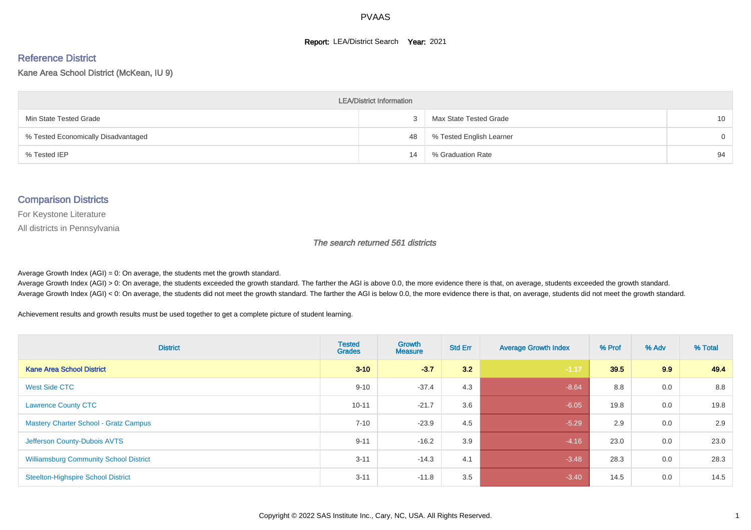# PVAAS

**Report:** LEA/District Search **Year:** 2021

## Reference District

Kane Area School District (McKean, IU 9)

| LEA/District Information | | | |
|---|---|---|---|
| Min State Tested Grade | 3 | Max State Tested Grade | 10 |
| % Tested Economically Disadvantaged | 48 | % Tested English Learner | 0 |
| % Tested IEP | 14 | % Graduation Rate | 94 |

## Comparison Districts

For Keystone Literature

All districts in Pennsylvania

*The search returned 561 districts*

Average Growth Index (AGI) = 0: On average, the students met the growth standard.
Average Growth Index (AGI) > 0: On average, the students exceeded the growth standard. The farther the AGI is above 0.0, the more evidence there is that, on average, students exceeded the growth standard.
Average Growth Index (AGI) < 0: On average, the students did not meet the growth standard. The farther the AGI is below 0.0, the more evidence there is that, on average, students did not meet the growth standard.

Achievement results and growth results must be used together to get a complete picture of student learning.

| District | Tested Grades | Growth Measure | Std Err | Average Growth Index | % Prof | % Adv | % Total |
|---|---|---|---|---|---|---|---|
| **Kane Area School District** | **3-10** | **-3.7** | **3.2** | **-1.17** | **39.5** | **9.9** | **49.4** |
| West Side CTC | 9-10 | -37.4 | 4.3 | -8.64 | 8.8 | 0.0 | 8.8 |
| Lawrence County CTC | 10-11 | -21.7 | 3.6 | -6.05 | 19.8 | 0.0 | 19.8 |
| Mastery Charter School - Gratz Campus | 7-10 | -23.9 | 4.5 | -5.29 | 2.9 | 0.0 | 2.9 |
| Jefferson County-Dubois AVTS | 9-11 | -16.2 | 3.9 | -4.16 | 23.0 | 0.0 | 23.0 |
| Williamsburg Community School District | 3-11 | -14.3 | 4.1 | -3.48 | 28.3 | 0.0 | 28.3 |
| Steelton-Highspire School District | 3-11 | -11.8 | 3.5 | -3.40 | 14.5 | 0.0 | 14.5 |

Copyright © 2022 SAS Institute Inc., Cary, NC, USA. All Rights Reserved.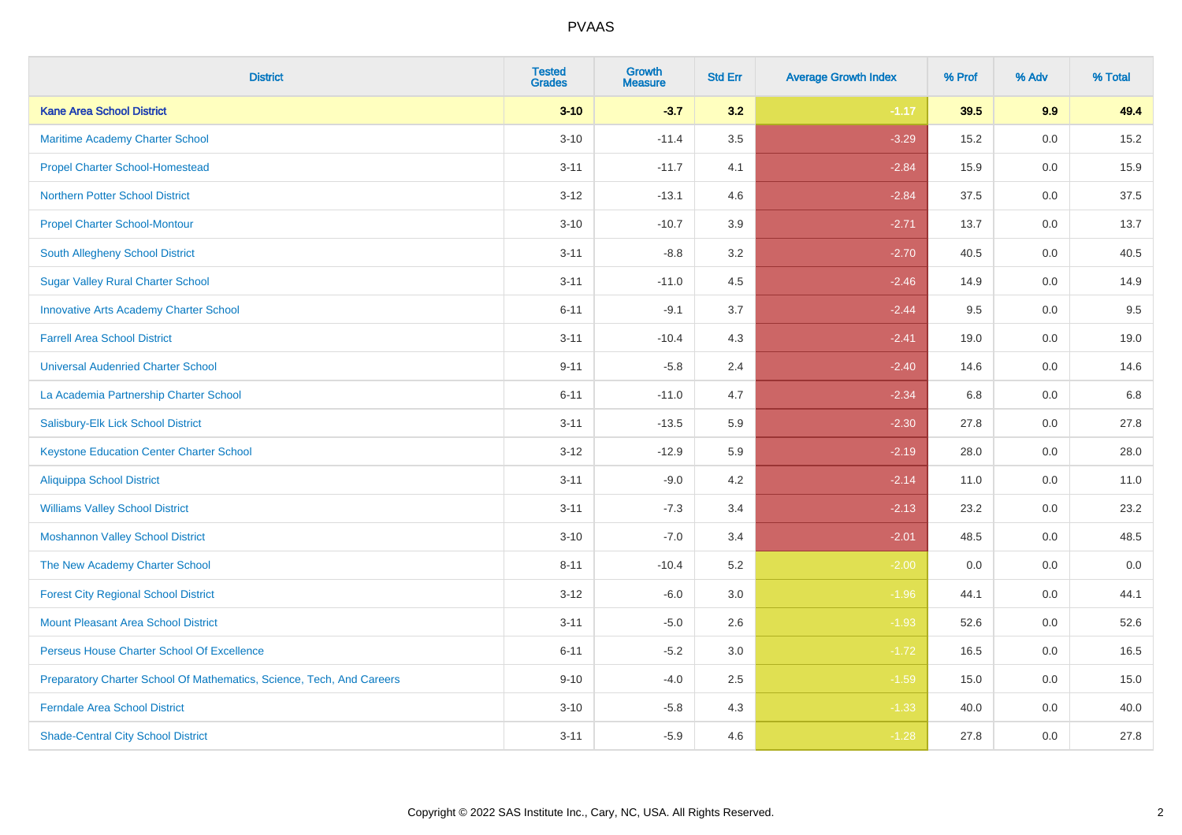# PVAAS

| District | Tested Grades | Growth Measure | Std Err | Average Growth Index | % Prof | % Adv | % Total |
|---|---|---|---|---|---|---|---|
| **Kane Area School District** | **3-10** | **-3.7** | **3.2** | **-1.17** | **39.5** | **9.9** | **49.4** |
| Maritime Academy Charter School | 3-10 | -11.4 | 3.5 | -3.29 | 15.2 | 0.0 | 15.2 |
| Propel Charter School-Homestead | 3-11 | -11.7 | 4.1 | -2.84 | 15.9 | 0.0 | 15.9 |
| Northern Potter School District | 3-12 | -13.1 | 4.6 | -2.84 | 37.5 | 0.0 | 37.5 |
| Propel Charter School-Montour | 3-10 | -10.7 | 3.9 | -2.71 | 13.7 | 0.0 | 13.7 |
| South Allegheny School District | 3-11 | -8.8 | 3.2 | -2.70 | 40.5 | 0.0 | 40.5 |
| Sugar Valley Rural Charter School | 3-11 | -11.0 | 4.5 | -2.46 | 14.9 | 0.0 | 14.9 |
| Innovative Arts Academy Charter School | 6-11 | -9.1 | 3.7 | -2.44 | 9.5 | 0.0 | 9.5 |
| Farrell Area School District | 3-11 | -10.4 | 4.3 | -2.41 | 19.0 | 0.0 | 19.0 |
| Universal Audenried Charter School | 9-11 | -5.8 | 2.4 | -2.40 | 14.6 | 0.0 | 14.6 |
| La Academia Partnership Charter School | 6-11 | -11.0 | 4.7 | -2.34 | 6.8 | 0.0 | 6.8 |
| Salisbury-Elk Lick School District | 3-11 | -13.5 | 5.9 | -2.30 | 27.8 | 0.0 | 27.8 |
| Keystone Education Center Charter School | 3-12 | -12.9 | 5.9 | -2.19 | 28.0 | 0.0 | 28.0 |
| Aliquippa School District | 3-11 | -9.0 | 4.2 | -2.14 | 11.0 | 0.0 | 11.0 |
| Williams Valley School District | 3-11 | -7.3 | 3.4 | -2.13 | 23.2 | 0.0 | 23.2 |
| Moshannon Valley School District | 3-10 | -7.0 | 3.4 | -2.01 | 48.5 | 0.0 | 48.5 |
| The New Academy Charter School | 8-11 | -10.4 | 5.2 | -2.00 | 0.0 | 0.0 | 0.0 |
| Forest City Regional School District | 3-12 | -6.0 | 3.0 | -1.96 | 44.1 | 0.0 | 44.1 |
| Mount Pleasant Area School District | 3-11 | -5.0 | 2.6 | -1.93 | 52.6 | 0.0 | 52.6 |
| Perseus House Charter School Of Excellence | 6-11 | -5.2 | 3.0 | -1.72 | 16.5 | 0.0 | 16.5 |
| Preparatory Charter School Of Mathematics, Science, Tech, And Careers | 9-10 | -4.0 | 2.5 | -1.59 | 15.0 | 0.0 | 15.0 |
| Ferndale Area School District | 3-10 | -5.8 | 4.3 | -1.33 | 40.0 | 0.0 | 40.0 |
| Shade-Central City School District | 3-11 | -5.9 | 4.6 | -1.28 | 27.8 | 0.0 | 27.8 |

Copyright © 2022 SAS Institute Inc., Cary, NC, USA. All Rights Reserved.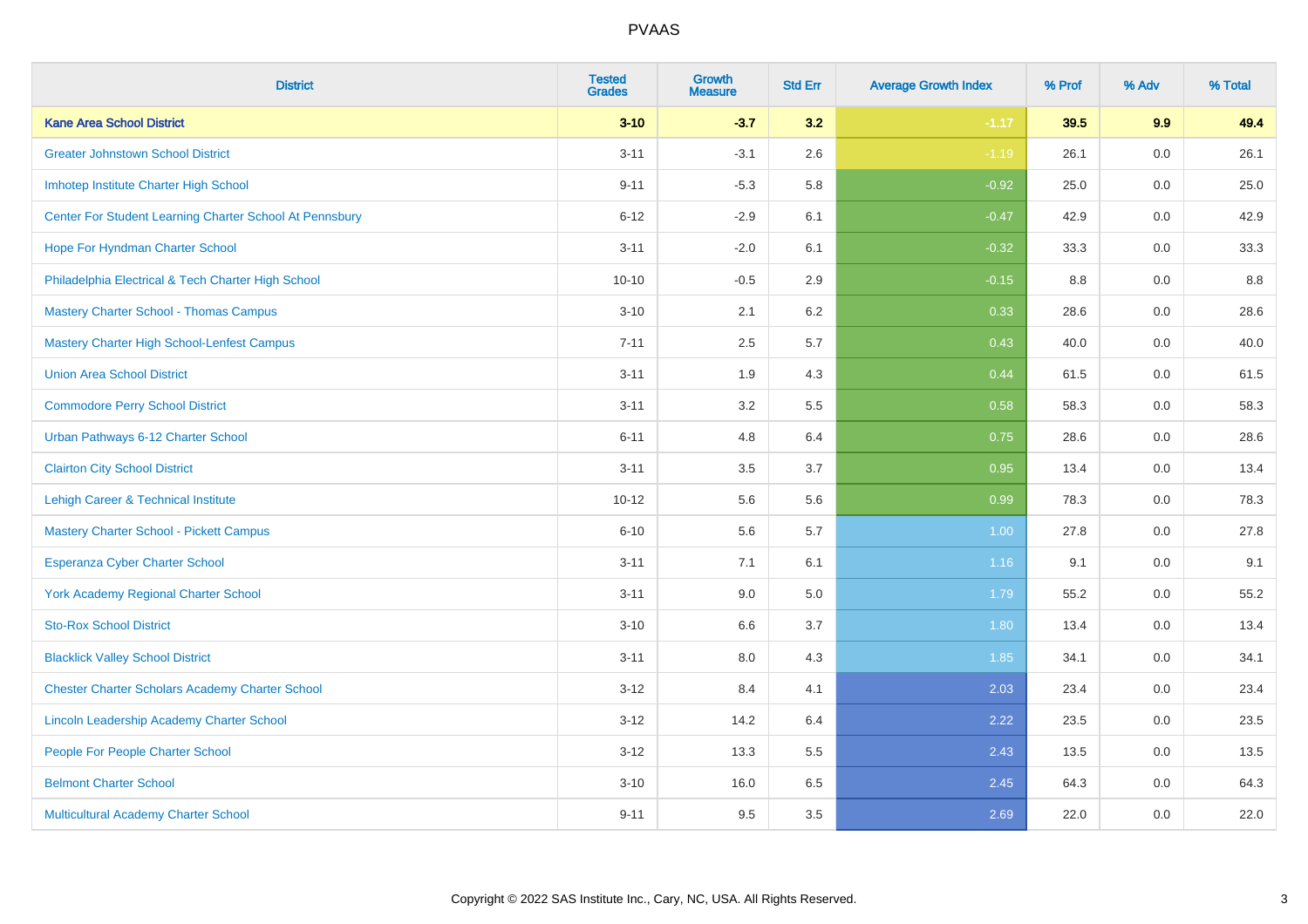# PVAAS

| District | Tested Grades | Growth Measure | Std Err | Average Growth Index | % Prof | % Adv | % Total |
|---|---|---|---|---|---|---|---|
| **Kane Area School District** | **3-10** | **-3.7** | **3.2** | **-1.17** | **39.5** | **9.9** | **49.4** |
| Greater Johnstown School District | 3-11 | -3.1 | 2.6 | -1.19 | 26.1 | 0.0 | 26.1 |
| Imhotep Institute Charter High School | 9-11 | -5.3 | 5.8 | -0.92 | 25.0 | 0.0 | 25.0 |
| Center For Student Learning Charter School At Pennsbury | 6-12 | -2.9 | 6.1 | -0.47 | 42.9 | 0.0 | 42.9 |
| Hope For Hyndman Charter School | 3-11 | -2.0 | 6.1 | -0.32 | 33.3 | 0.0 | 33.3 |
| Philadelphia Electrical & Tech Charter High School | 10-10 | -0.5 | 2.9 | -0.15 | 8.8 | 0.0 | 8.8 |
| Mastery Charter School - Thomas Campus | 3-10 | 2.1 | 6.2 | 0.33 | 28.6 | 0.0 | 28.6 |
| Mastery Charter High School-Lenfest Campus | 7-11 | 2.5 | 5.7 | 0.43 | 40.0 | 0.0 | 40.0 |
| Union Area School District | 3-11 | 1.9 | 4.3 | 0.44 | 61.5 | 0.0 | 61.5 |
| Commodore Perry School District | 3-11 | 3.2 | 5.5 | 0.58 | 58.3 | 0.0 | 58.3 |
| Urban Pathways 6-12 Charter School | 6-11 | 4.8 | 6.4 | 0.75 | 28.6 | 0.0 | 28.6 |
| Clairton City School District | 3-11 | 3.5 | 3.7 | 0.95 | 13.4 | 0.0 | 13.4 |
| Lehigh Career & Technical Institute | 10-12 | 5.6 | 5.6 | 0.99 | 78.3 | 0.0 | 78.3 |
| Mastery Charter School - Pickett Campus | 6-10 | 5.6 | 5.7 | 1.00 | 27.8 | 0.0 | 27.8 |
| Esperanza Cyber Charter School | 3-11 | 7.1 | 6.1 | 1.16 | 9.1 | 0.0 | 9.1 |
| York Academy Regional Charter School | 3-11 | 9.0 | 5.0 | 1.79 | 55.2 | 0.0 | 55.2 |
| Sto-Rox School District | 3-10 | 6.6 | 3.7 | 1.80 | 13.4 | 0.0 | 13.4 |
| Blacklick Valley School District | 3-11 | 8.0 | 4.3 | 1.85 | 34.1 | 0.0 | 34.1 |
| Chester Charter Scholars Academy Charter School | 3-12 | 8.4 | 4.1 | 2.03 | 23.4 | 0.0 | 23.4 |
| Lincoln Leadership Academy Charter School | 3-12 | 14.2 | 6.4 | 2.22 | 23.5 | 0.0 | 23.5 |
| People For People Charter School | 3-12 | 13.3 | 5.5 | 2.43 | 13.5 | 0.0 | 13.5 |
| Belmont Charter School | 3-10 | 16.0 | 6.5 | 2.45 | 64.3 | 0.0 | 64.3 |
| Multicultural Academy Charter School | 9-11 | 9.5 | 3.5 | 2.69 | 22.0 | 0.0 | 22.0 |

Copyright © 2022 SAS Institute Inc., Cary, NC, USA. All Rights Reserved.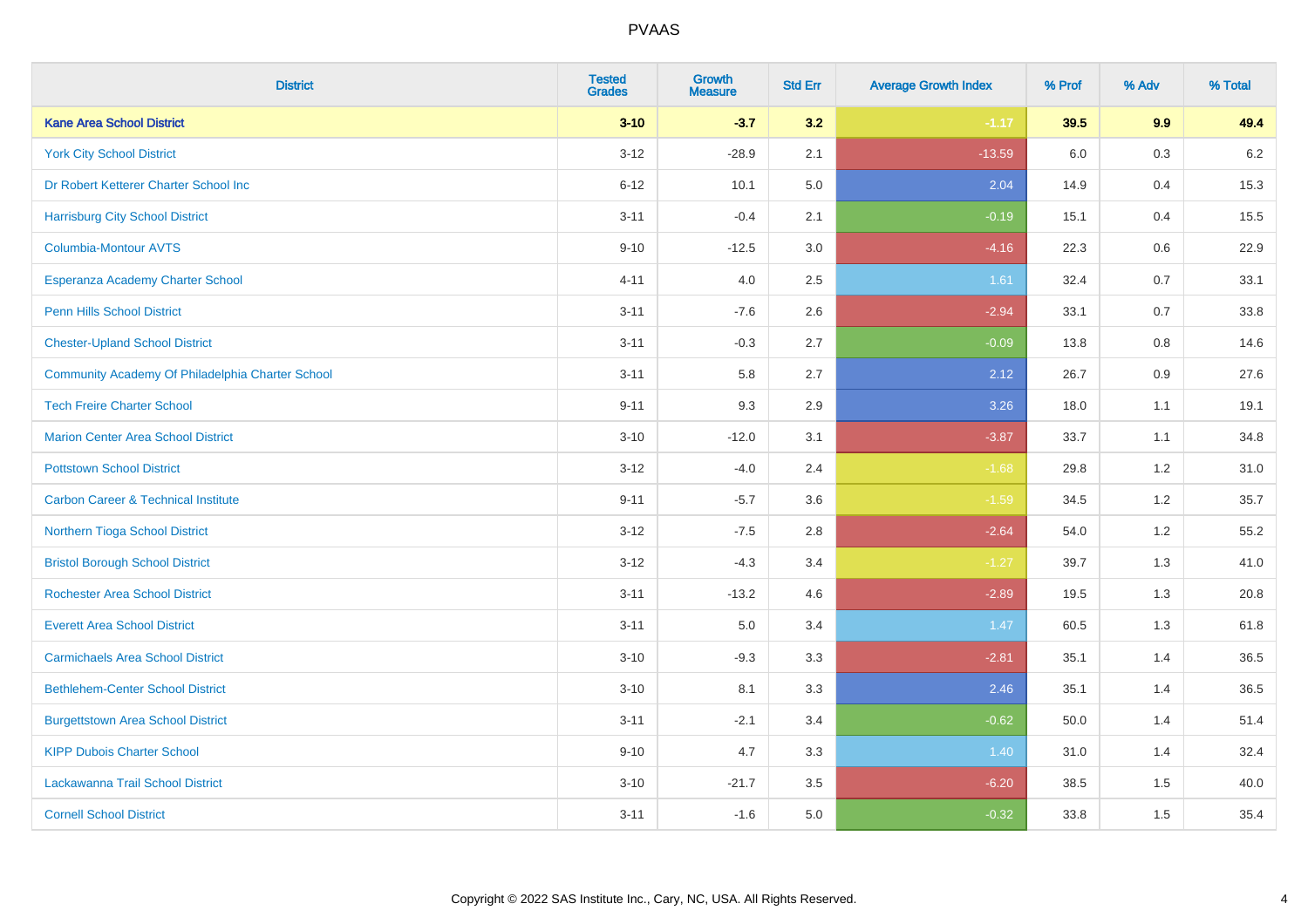| District | Tested Grades | Growth Measure | Std Err | Average Growth Index | % Prof | % Adv | % Total |
|---|---|---|---|---|---|---|---|
| **Kane Area School District** | **3-10** | **-3.7** | **3.2** | **-1.17** | **39.5** | **9.9** | **49.4** |
| York City School District | 3-12 | -28.9 | 2.1 | -13.59 | 6.0 | 0.3 | 6.2 |
| Dr Robert Ketterer Charter School Inc | 6-12 | 10.1 | 5.0 | 2.04 | 14.9 | 0.4 | 15.3 |
| Harrisburg City School District | 3-11 | -0.4 | 2.1 | -0.19 | 15.1 | 0.4 | 15.5 |
| Columbia-Montour AVTS | 9-10 | -12.5 | 3.0 | -4.16 | 22.3 | 0.6 | 22.9 |
| Esperanza Academy Charter School | 4-11 | 4.0 | 2.5 | 1.61 | 32.4 | 0.7 | 33.1 |
| Penn Hills School District | 3-11 | -7.6 | 2.6 | -2.94 | 33.1 | 0.7 | 33.8 |
| Chester-Upland School District | 3-11 | -0.3 | 2.7 | -0.09 | 13.8 | 0.8 | 14.6 |
| Community Academy Of Philadelphia Charter School | 3-11 | 5.8 | 2.7 | 2.12 | 26.7 | 0.9 | 27.6 |
| Tech Freire Charter School | 9-11 | 9.3 | 2.9 | 3.26 | 18.0 | 1.1 | 19.1 |
| Marion Center Area School District | 3-10 | -12.0 | 3.1 | -3.87 | 33.7 | 1.1 | 34.8 |
| Pottstown School District | 3-12 | -4.0 | 2.4 | -1.68 | 29.8 | 1.2 | 31.0 |
| Carbon Career & Technical Institute | 9-11 | -5.7 | 3.6 | -1.59 | 34.5 | 1.2 | 35.7 |
| Northern Tioga School District | 3-12 | -7.5 | 2.8 | -2.64 | 54.0 | 1.2 | 55.2 |
| Bristol Borough School District | 3-12 | -4.3 | 3.4 | -1.27 | 39.7 | 1.3 | 41.0 |
| Rochester Area School District | 3-11 | -13.2 | 4.6 | -2.89 | 19.5 | 1.3 | 20.8 |
| Everett Area School District | 3-11 | 5.0 | 3.4 | 1.47 | 60.5 | 1.3 | 61.8 |
| Carmichaels Area School District | 3-10 | -9.3 | 3.3 | -2.81 | 35.1 | 1.4 | 36.5 |
| Bethlehem-Center School District | 3-10 | 8.1 | 3.3 | 2.46 | 35.1 | 1.4 | 36.5 |
| Burgettstown Area School District | 3-11 | -2.1 | 3.4 | -0.62 | 50.0 | 1.4 | 51.4 |
| KIPP Dubois Charter School | 9-10 | 4.7 | 3.3 | 1.40 | 31.0 | 1.4 | 32.4 |
| Lackawanna Trail School District | 3-10 | -21.7 | 3.5 | -6.20 | 38.5 | 1.5 | 40.0 |
| Cornell School District | 3-11 | -1.6 | 5.0 | -0.32 | 33.8 | 1.5 | 35.4 |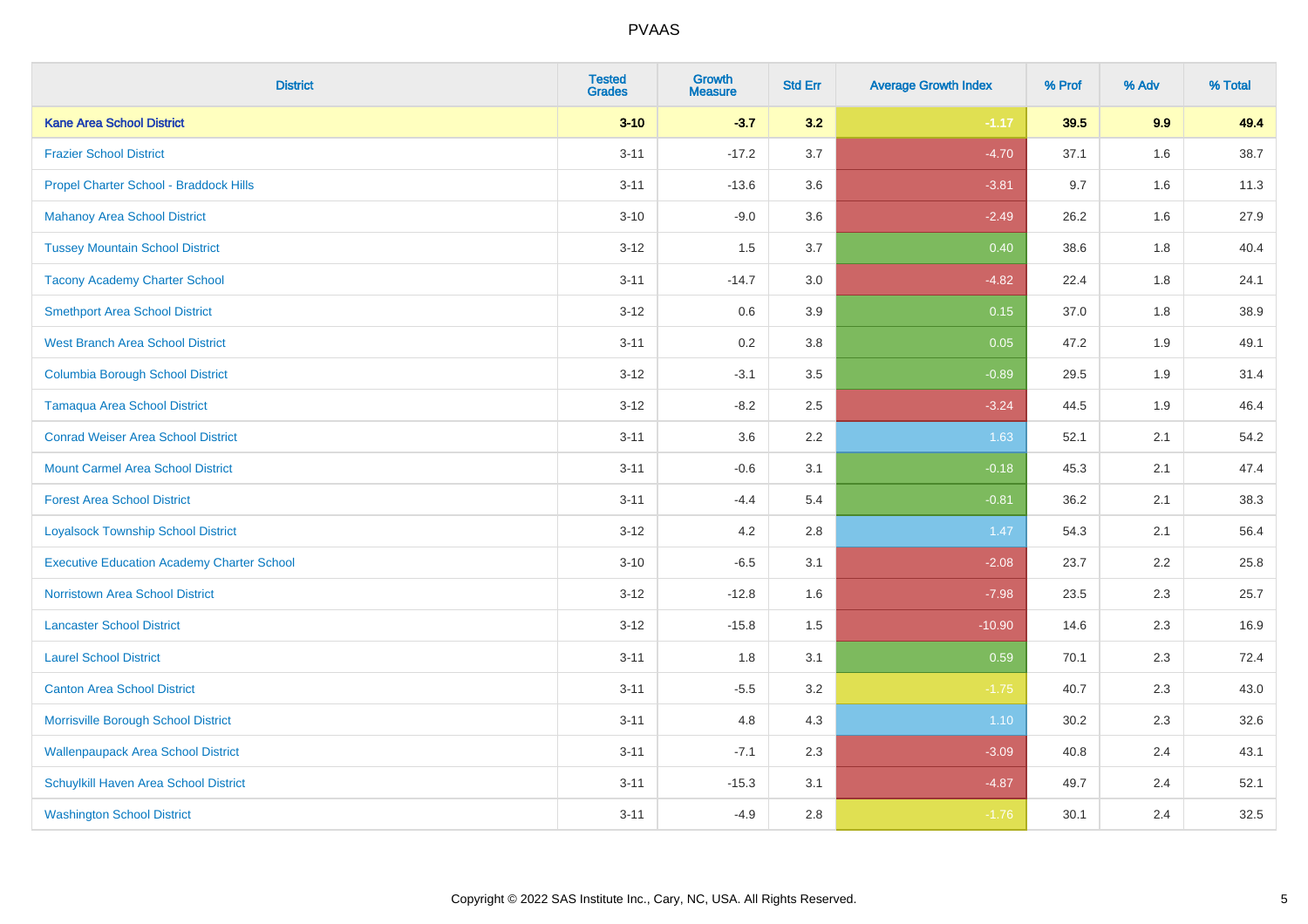| District | Tested Grades | Growth Measure | Std Err | Average Growth Index | % Prof | % Adv | % Total |
|---|---|---|---|---|---|---|---|
| **Kane Area School District** | **3-10** | **-3.7** | **3.2** | **-1.17** | **39.5** | **9.9** | **49.4** |
| Frazier School District | 3-11 | -17.2 | 3.7 | -4.70 | 37.1 | 1.6 | 38.7 |
| Propel Charter School - Braddock Hills | 3-11 | -13.6 | 3.6 | -3.81 | 9.7 | 1.6 | 11.3 |
| Mahanoy Area School District | 3-10 | -9.0 | 3.6 | -2.49 | 26.2 | 1.6 | 27.9 |
| Tussey Mountain School District | 3-12 | 1.5 | 3.7 | 0.40 | 38.6 | 1.8 | 40.4 |
| Tacony Academy Charter School | 3-11 | -14.7 | 3.0 | -4.82 | 22.4 | 1.8 | 24.1 |
| Smethport Area School District | 3-12 | 0.6 | 3.9 | 0.15 | 37.0 | 1.8 | 38.9 |
| West Branch Area School District | 3-11 | 0.2 | 3.8 | 0.05 | 47.2 | 1.9 | 49.1 |
| Columbia Borough School District | 3-12 | -3.1 | 3.5 | -0.89 | 29.5 | 1.9 | 31.4 |
| Tamaqua Area School District | 3-12 | -8.2 | 2.5 | -3.24 | 44.5 | 1.9 | 46.4 |
| Conrad Weiser Area School District | 3-11 | 3.6 | 2.2 | 1.63 | 52.1 | 2.1 | 54.2 |
| Mount Carmel Area School District | 3-11 | -0.6 | 3.1 | -0.18 | 45.3 | 2.1 | 47.4 |
| Forest Area School District | 3-11 | -4.4 | 5.4 | -0.81 | 36.2 | 2.1 | 38.3 |
| Loyalsock Township School District | 3-12 | 4.2 | 2.8 | 1.47 | 54.3 | 2.1 | 56.4 |
| Executive Education Academy Charter School | 3-10 | -6.5 | 3.1 | -2.08 | 23.7 | 2.2 | 25.8 |
| Norristown Area School District | 3-12 | -12.8 | 1.6 | -7.98 | 23.5 | 2.3 | 25.7 |
| Lancaster School District | 3-12 | -15.8 | 1.5 | -10.90 | 14.6 | 2.3 | 16.9 |
| Laurel School District | 3-11 | 1.8 | 3.1 | 0.59 | 70.1 | 2.3 | 72.4 |
| Canton Area School District | 3-11 | -5.5 | 3.2 | -1.75 | 40.7 | 2.3 | 43.0 |
| Morrisville Borough School District | 3-11 | 4.8 | 4.3 | 1.10 | 30.2 | 2.3 | 32.6 |
| Wallenpaupack Area School District | 3-11 | -7.1 | 2.3 | -3.09 | 40.8 | 2.4 | 43.1 |
| Schuylkill Haven Area School District | 3-11 | -15.3 | 3.1 | -4.87 | 49.7 | 2.4 | 52.1 |
| Washington School District | 3-11 | -4.9 | 2.8 | -1.76 | 30.1 | 2.4 | 32.5 |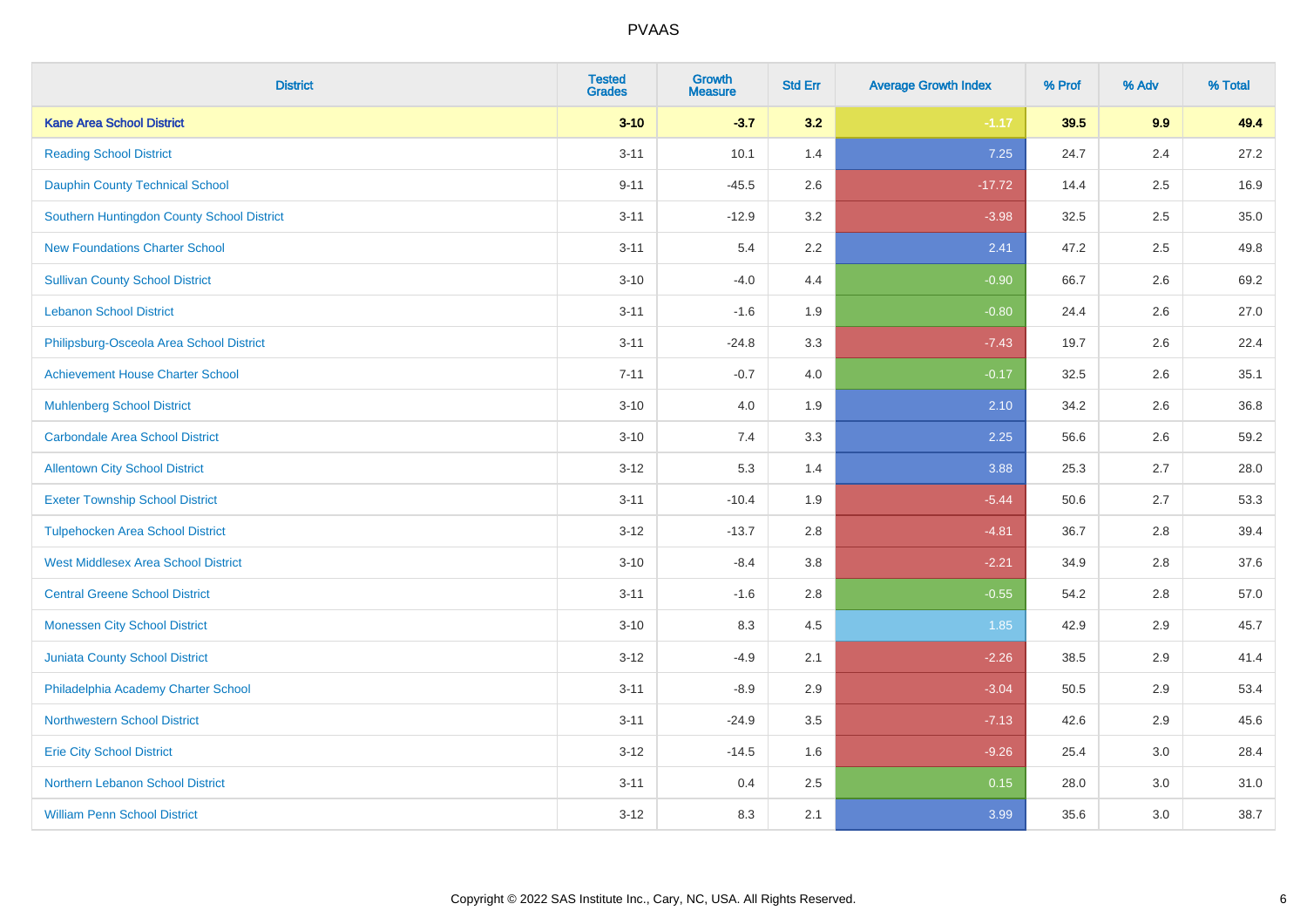| District | Tested Grades | Growth Measure | Std Err | Average Growth Index | % Prof | % Adv | % Total |
|---|---|---|---|---|---|---|---|
| **Kane Area School District** | **3-10** | **-3.7** | **3.2** | **-1.17** | **39.5** | **9.9** | **49.4** |
| Reading School District | 3-11 | 10.1 | 1.4 | 7.25 | 24.7 | 2.4 | 27.2 |
| Dauphin County Technical School | 9-11 | -45.5 | 2.6 | -17.72 | 14.4 | 2.5 | 16.9 |
| Southern Huntingdon County School District | 3-11 | -12.9 | 3.2 | -3.98 | 32.5 | 2.5 | 35.0 |
| New Foundations Charter School | 3-11 | 5.4 | 2.2 | 2.41 | 47.2 | 2.5 | 49.8 |
| Sullivan County School District | 3-10 | -4.0 | 4.4 | -0.90 | 66.7 | 2.6 | 69.2 |
| Lebanon School District | 3-11 | -1.6 | 1.9 | -0.80 | 24.4 | 2.6 | 27.0 |
| Philipsburg-Osceola Area School District | 3-11 | -24.8 | 3.3 | -7.43 | 19.7 | 2.6 | 22.4 |
| Achievement House Charter School | 7-11 | -0.7 | 4.0 | -0.17 | 32.5 | 2.6 | 35.1 |
| Muhlenberg School District | 3-10 | 4.0 | 1.9 | 2.10 | 34.2 | 2.6 | 36.8 |
| Carbondale Area School District | 3-10 | 7.4 | 3.3 | 2.25 | 56.6 | 2.6 | 59.2 |
| Allentown City School District | 3-12 | 5.3 | 1.4 | 3.88 | 25.3 | 2.7 | 28.0 |
| Exeter Township School District | 3-11 | -10.4 | 1.9 | -5.44 | 50.6 | 2.7 | 53.3 |
| Tulpehocken Area School District | 3-12 | -13.7 | 2.8 | -4.81 | 36.7 | 2.8 | 39.4 |
| West Middlesex Area School District | 3-10 | -8.4 | 3.8 | -2.21 | 34.9 | 2.8 | 37.6 |
| Central Greene School District | 3-11 | -1.6 | 2.8 | -0.55 | 54.2 | 2.8 | 57.0 |
| Monessen City School District | 3-10 | 8.3 | 4.5 | 1.85 | 42.9 | 2.9 | 45.7 |
| Juniata County School District | 3-12 | -4.9 | 2.1 | -2.26 | 38.5 | 2.9 | 41.4 |
| Philadelphia Academy Charter School | 3-11 | -8.9 | 2.9 | -3.04 | 50.5 | 2.9 | 53.4 |
| Northwestern School District | 3-11 | -24.9 | 3.5 | -7.13 | 42.6 | 2.9 | 45.6 |
| Erie City School District | 3-12 | -14.5 | 1.6 | -9.26 | 25.4 | 3.0 | 28.4 |
| Northern Lebanon School District | 3-11 | 0.4 | 2.5 | 0.15 | 28.0 | 3.0 | 31.0 |
| William Penn School District | 3-12 | 8.3 | 2.1 | 3.99 | 35.6 | 3.0 | 38.7 |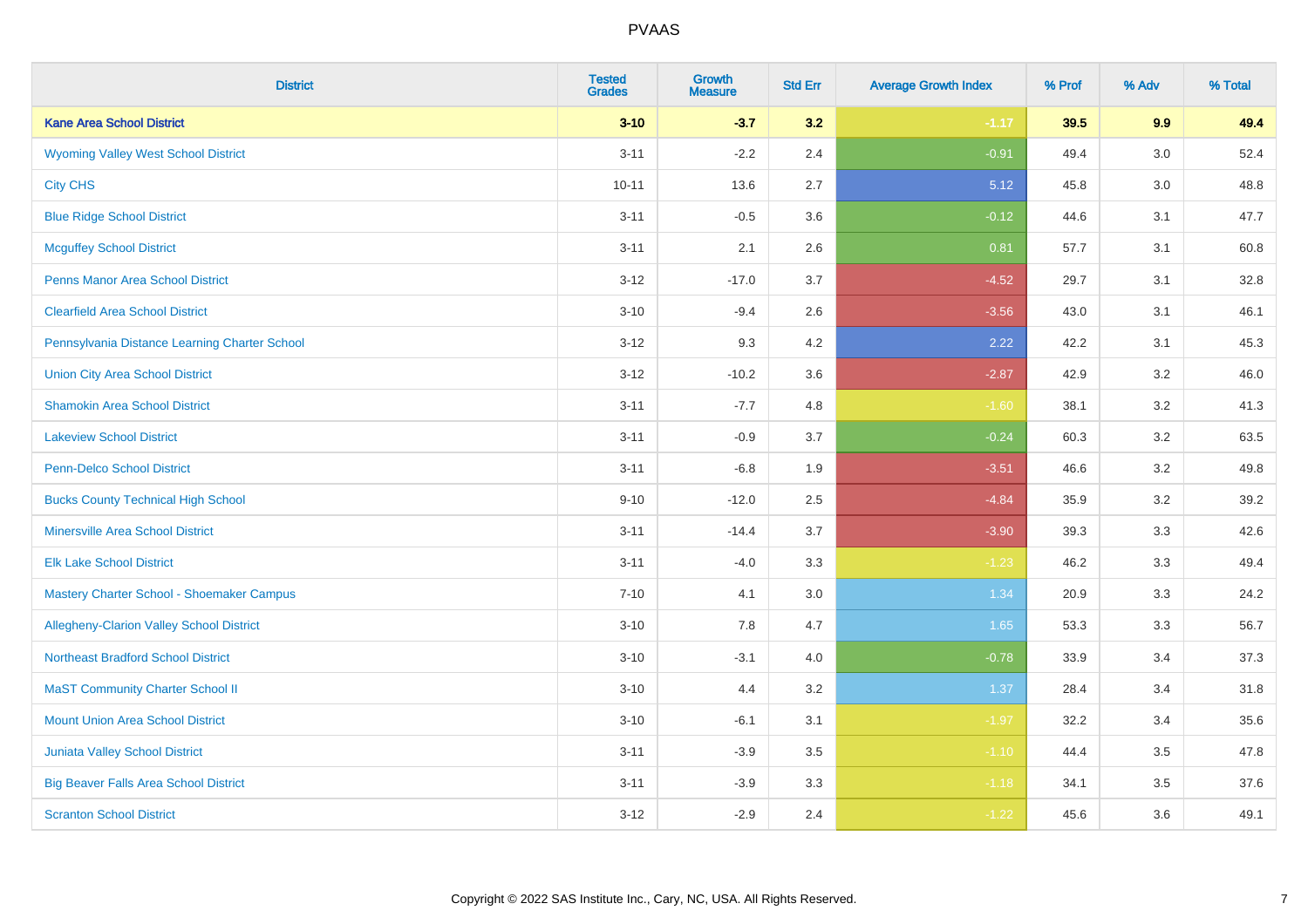| District | Tested Grades | Growth Measure | Std Err | Average Growth Index | % Prof | % Adv | % Total |
|---|---|---|---|---|---|---|---|
| **Kane Area School District** | **3-10** | **-3.7** | **3.2** | **-1.17** | **39.5** | **9.9** | **49.4** |
| Wyoming Valley West School District | 3-11 | -2.2 | 2.4 | -0.91 | 49.4 | 3.0 | 52.4 |
| City CHS | 10-11 | 13.6 | 2.7 | 5.12 | 45.8 | 3.0 | 48.8 |
| Blue Ridge School District | 3-11 | -0.5 | 3.6 | -0.12 | 44.6 | 3.1 | 47.7 |
| Mcguffey School District | 3-11 | 2.1 | 2.6 | 0.81 | 57.7 | 3.1 | 60.8 |
| Penns Manor Area School District | 3-12 | -17.0 | 3.7 | -4.52 | 29.7 | 3.1 | 32.8 |
| Clearfield Area School District | 3-10 | -9.4 | 2.6 | -3.56 | 43.0 | 3.1 | 46.1 |
| Pennsylvania Distance Learning Charter School | 3-12 | 9.3 | 4.2 | 2.22 | 42.2 | 3.1 | 45.3 |
| Union City Area School District | 3-12 | -10.2 | 3.6 | -2.87 | 42.9 | 3.2 | 46.0 |
| Shamokin Area School District | 3-11 | -7.7 | 4.8 | -1.60 | 38.1 | 3.2 | 41.3 |
| Lakeview School District | 3-11 | -0.9 | 3.7 | -0.24 | 60.3 | 3.2 | 63.5 |
| Penn-Delco School District | 3-11 | -6.8 | 1.9 | -3.51 | 46.6 | 3.2 | 49.8 |
| Bucks County Technical High School | 9-10 | -12.0 | 2.5 | -4.84 | 35.9 | 3.2 | 39.2 |
| Minersville Area School District | 3-11 | -14.4 | 3.7 | -3.90 | 39.3 | 3.3 | 42.6 |
| Elk Lake School District | 3-11 | -4.0 | 3.3 | -1.23 | 46.2 | 3.3 | 49.4 |
| Mastery Charter School - Shoemaker Campus | 7-10 | 4.1 | 3.0 | 1.34 | 20.9 | 3.3 | 24.2 |
| Allegheny-Clarion Valley School District | 3-10 | 7.8 | 4.7 | 1.65 | 53.3 | 3.3 | 56.7 |
| Northeast Bradford School District | 3-10 | -3.1 | 4.0 | -0.78 | 33.9 | 3.4 | 37.3 |
| MaST Community Charter School II | 3-10 | 4.4 | 3.2 | 1.37 | 28.4 | 3.4 | 31.8 |
| Mount Union Area School District | 3-10 | -6.1 | 3.1 | -1.97 | 32.2 | 3.4 | 35.6 |
| Juniata Valley School District | 3-11 | -3.9 | 3.5 | -1.10 | 44.4 | 3.5 | 47.8 |
| Big Beaver Falls Area School District | 3-11 | -3.9 | 3.3 | -1.18 | 34.1 | 3.5 | 37.6 |
| Scranton School District | 3-12 | -2.9 | 2.4 | -1.22 | 45.6 | 3.6 | 49.1 |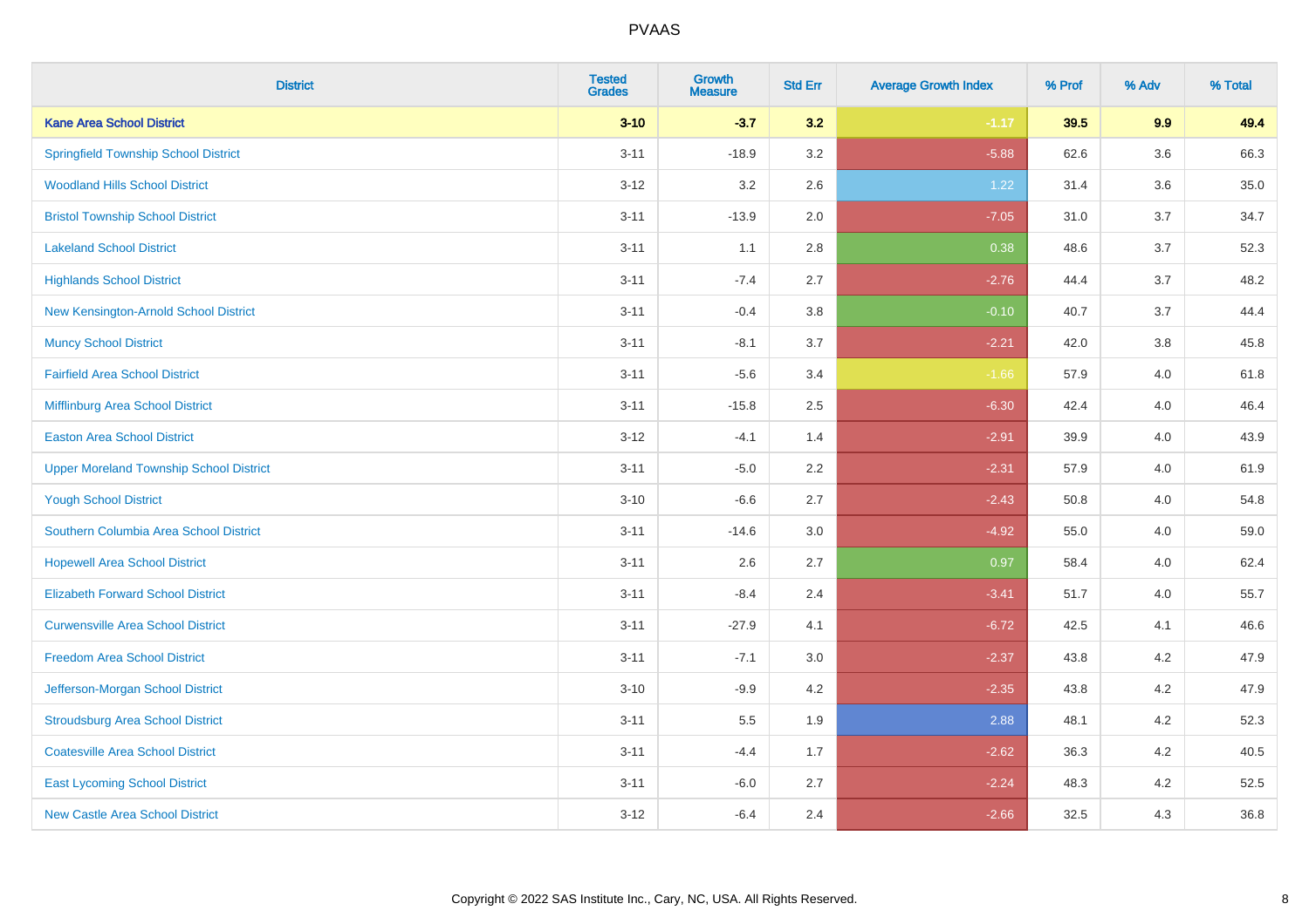# PVAAS

| District | Tested Grades | Growth Measure | Std Err | Average Growth Index | % Prof | % Adv | % Total |
|---|---|---|---|---|---|---|---|
| **Kane Area School District** | **3-10** | **-3.7** | **3.2** | **-1.17** | **39.5** | **9.9** | **49.4** |
| Springfield Township School District | 3-11 | -18.9 | 3.2 | -5.88 | 62.6 | 3.6 | 66.3 |
| Woodland Hills School District | 3-12 | 3.2 | 2.6 | 1.22 | 31.4 | 3.6 | 35.0 |
| Bristol Township School District | 3-11 | -13.9 | 2.0 | -7.05 | 31.0 | 3.7 | 34.7 |
| Lakeland School District | 3-11 | 1.1 | 2.8 | 0.38 | 48.6 | 3.7 | 52.3 |
| Highlands School District | 3-11 | -7.4 | 2.7 | -2.76 | 44.4 | 3.7 | 48.2 |
| New Kensington-Arnold School District | 3-11 | -0.4 | 3.8 | -0.10 | 40.7 | 3.7 | 44.4 |
| Muncy School District | 3-11 | -8.1 | 3.7 | -2.21 | 42.0 | 3.8 | 45.8 |
| Fairfield Area School District | 3-11 | -5.6 | 3.4 | -1.66 | 57.9 | 4.0 | 61.8 |
| Mifflinburg Area School District | 3-11 | -15.8 | 2.5 | -6.30 | 42.4 | 4.0 | 46.4 |
| Easton Area School District | 3-12 | -4.1 | 1.4 | -2.91 | 39.9 | 4.0 | 43.9 |
| Upper Moreland Township School District | 3-11 | -5.0 | 2.2 | -2.31 | 57.9 | 4.0 | 61.9 |
| Yough School District | 3-10 | -6.6 | 2.7 | -2.43 | 50.8 | 4.0 | 54.8 |
| Southern Columbia Area School District | 3-11 | -14.6 | 3.0 | -4.92 | 55.0 | 4.0 | 59.0 |
| Hopewell Area School District | 3-11 | 2.6 | 2.7 | 0.97 | 58.4 | 4.0 | 62.4 |
| Elizabeth Forward School District | 3-11 | -8.4 | 2.4 | -3.41 | 51.7 | 4.0 | 55.7 |
| Curwensville Area School District | 3-11 | -27.9 | 4.1 | -6.72 | 42.5 | 4.1 | 46.6 |
| Freedom Area School District | 3-11 | -7.1 | 3.0 | -2.37 | 43.8 | 4.2 | 47.9 |
| Jefferson-Morgan School District | 3-10 | -9.9 | 4.2 | -2.35 | 43.8 | 4.2 | 47.9 |
| Stroudsburg Area School District | 3-11 | 5.5 | 1.9 | 2.88 | 48.1 | 4.2 | 52.3 |
| Coatesville Area School District | 3-11 | -4.4 | 1.7 | -2.62 | 36.3 | 4.2 | 40.5 |
| East Lycoming School District | 3-11 | -6.0 | 2.7 | -2.24 | 48.3 | 4.2 | 52.5 |
| New Castle Area School District | 3-12 | -6.4 | 2.4 | -2.66 | 32.5 | 4.3 | 36.8 |

Copyright © 2022 SAS Institute Inc., Cary, NC, USA. All Rights Reserved.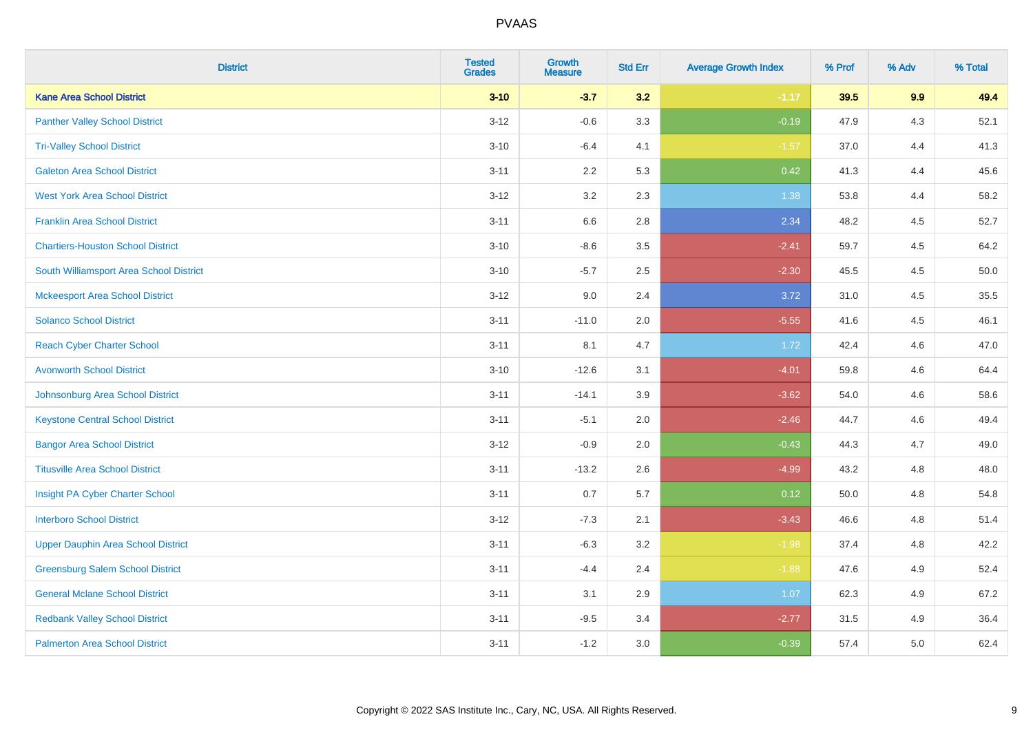| District | Tested Grades | Growth Measure | Std Err | Average Growth Index | % Prof | % Adv | % Total |
|---|---|---|---|---|---|---|---|
| **Kane Area School District** | **3-10** | **-3.7** | **3.2** | **-1.17** | **39.5** | **9.9** | **49.4** |
| Panther Valley School District | 3-12 | -0.6 | 3.3 | -0.19 | 47.9 | 4.3 | 52.1 |
| Tri-Valley School District | 3-10 | -6.4 | 4.1 | -1.57 | 37.0 | 4.4 | 41.3 |
| Galeton Area School District | 3-11 | 2.2 | 5.3 | 0.42 | 41.3 | 4.4 | 45.6 |
| West York Area School District | 3-12 | 3.2 | 2.3 | 1.38 | 53.8 | 4.4 | 58.2 |
| Franklin Area School District | 3-11 | 6.6 | 2.8 | 2.34 | 48.2 | 4.5 | 52.7 |
| Chartiers-Houston School District | 3-10 | -8.6 | 3.5 | -2.41 | 59.7 | 4.5 | 64.2 |
| South Williamsport Area School District | 3-10 | -5.7 | 2.5 | -2.30 | 45.5 | 4.5 | 50.0 |
| Mckeesport Area School District | 3-12 | 9.0 | 2.4 | 3.72 | 31.0 | 4.5 | 35.5 |
| Solanco School District | 3-11 | -11.0 | 2.0 | -5.55 | 41.6 | 4.5 | 46.1 |
| Reach Cyber Charter School | 3-11 | 8.1 | 4.7 | 1.72 | 42.4 | 4.6 | 47.0 |
| Avonworth School District | 3-10 | -12.6 | 3.1 | -4.01 | 59.8 | 4.6 | 64.4 |
| Johnsonburg Area School District | 3-11 | -14.1 | 3.9 | -3.62 | 54.0 | 4.6 | 58.6 |
| Keystone Central School District | 3-11 | -5.1 | 2.0 | -2.46 | 44.7 | 4.6 | 49.4 |
| Bangor Area School District | 3-12 | -0.9 | 2.0 | -0.43 | 44.3 | 4.7 | 49.0 |
| Titusville Area School District | 3-11 | -13.2 | 2.6 | -4.99 | 43.2 | 4.8 | 48.0 |
| Insight PA Cyber Charter School | 3-11 | 0.7 | 5.7 | 0.12 | 50.0 | 4.8 | 54.8 |
| Interboro School District | 3-12 | -7.3 | 2.1 | -3.43 | 46.6 | 4.8 | 51.4 |
| Upper Dauphin Area School District | 3-11 | -6.3 | 3.2 | -1.98 | 37.4 | 4.8 | 42.2 |
| Greensburg Salem School District | 3-11 | -4.4 | 2.4 | -1.88 | 47.6 | 4.9 | 52.4 |
| General Mclane School District | 3-11 | 3.1 | 2.9 | 1.07 | 62.3 | 4.9 | 67.2 |
| Redbank Valley School District | 3-11 | -9.5 | 3.4 | -2.77 | 31.5 | 4.9 | 36.4 |
| Palmerton Area School District | 3-11 | -1.2 | 3.0 | -0.39 | 57.4 | 5.0 | 62.4 |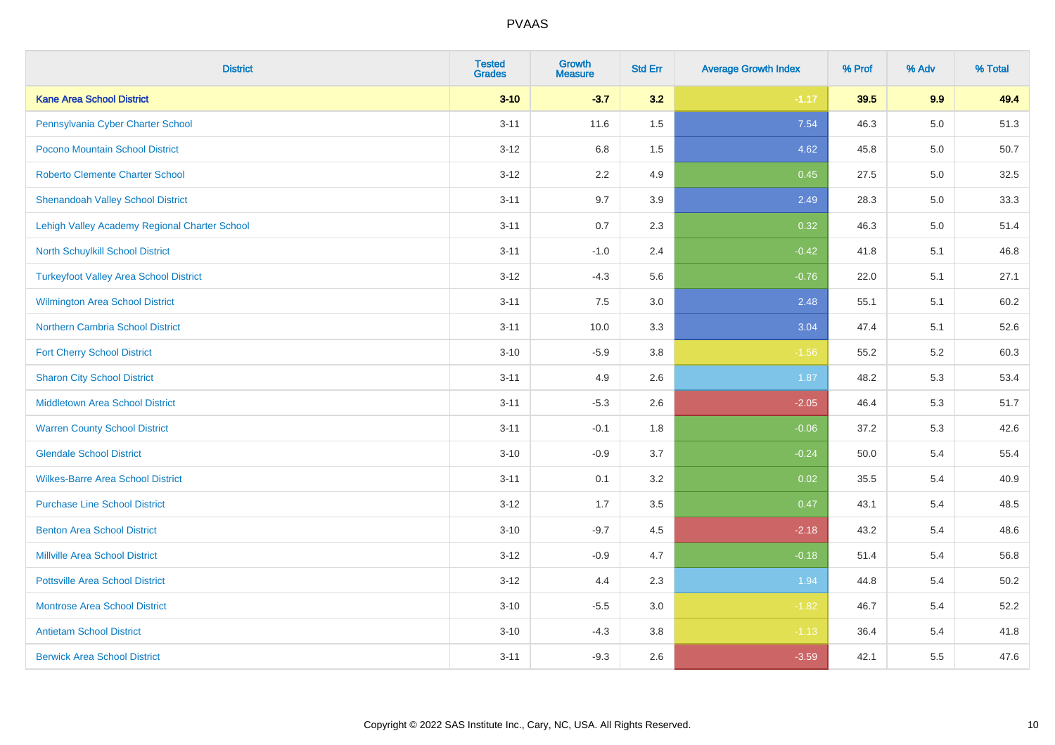PVAAS

| District | Tested Grades | Growth Measure | Std Err | Average Growth Index | % Prof | % Adv | % Total |
|---|---|---|---|---|---|---|---|
| **Kane Area School District** | **3-10** | **-3.7** | **3.2** | **-1.17** | **39.5** | **9.9** | **49.4** |
| Pennsylvania Cyber Charter School | 3-11 | 11.6 | 1.5 | 7.54 | 46.3 | 5.0 | 51.3 |
| Pocono Mountain School District | 3-12 | 6.8 | 1.5 | 4.62 | 45.8 | 5.0 | 50.7 |
| Roberto Clemente Charter School | 3-12 | 2.2 | 4.9 | 0.45 | 27.5 | 5.0 | 32.5 |
| Shenandoah Valley School District | 3-11 | 9.7 | 3.9 | 2.49 | 28.3 | 5.0 | 33.3 |
| Lehigh Valley Academy Regional Charter School | 3-11 | 0.7 | 2.3 | 0.32 | 46.3 | 5.0 | 51.4 |
| North Schuylkill School District | 3-11 | -1.0 | 2.4 | -0.42 | 41.8 | 5.1 | 46.8 |
| Turkeyfoot Valley Area School District | 3-12 | -4.3 | 5.6 | -0.76 | 22.0 | 5.1 | 27.1 |
| Wilmington Area School District | 3-11 | 7.5 | 3.0 | 2.48 | 55.1 | 5.1 | 60.2 |
| Northern Cambria School District | 3-11 | 10.0 | 3.3 | 3.04 | 47.4 | 5.1 | 52.6 |
| Fort Cherry School District | 3-10 | -5.9 | 3.8 | -1.56 | 55.2 | 5.2 | 60.3 |
| Sharon City School District | 3-11 | 4.9 | 2.6 | 1.87 | 48.2 | 5.3 | 53.4 |
| Middletown Area School District | 3-11 | -5.3 | 2.6 | -2.05 | 46.4 | 5.3 | 51.7 |
| Warren County School District | 3-11 | -0.1 | 1.8 | -0.06 | 37.2 | 5.3 | 42.6 |
| Glendale School District | 3-10 | -0.9 | 3.7 | -0.24 | 50.0 | 5.4 | 55.4 |
| Wilkes-Barre Area School District | 3-11 | 0.1 | 3.2 | 0.02 | 35.5 | 5.4 | 40.9 |
| Purchase Line School District | 3-12 | 1.7 | 3.5 | 0.47 | 43.1 | 5.4 | 48.5 |
| Benton Area School District | 3-10 | -9.7 | 4.5 | -2.18 | 43.2 | 5.4 | 48.6 |
| Millville Area School District | 3-12 | -0.9 | 4.7 | -0.18 | 51.4 | 5.4 | 56.8 |
| Pottsville Area School District | 3-12 | 4.4 | 2.3 | 1.94 | 44.8 | 5.4 | 50.2 |
| Montrose Area School District | 3-10 | -5.5 | 3.0 | -1.82 | 46.7 | 5.4 | 52.2 |
| Antietam School District | 3-10 | -4.3 | 3.8 | -1.13 | 36.4 | 5.4 | 41.8 |
| Berwick Area School District | 3-11 | -9.3 | 2.6 | -3.59 | 42.1 | 5.5 | 47.6 |

Copyright © 2022 SAS Institute Inc., Cary, NC, USA. All Rights Reserved.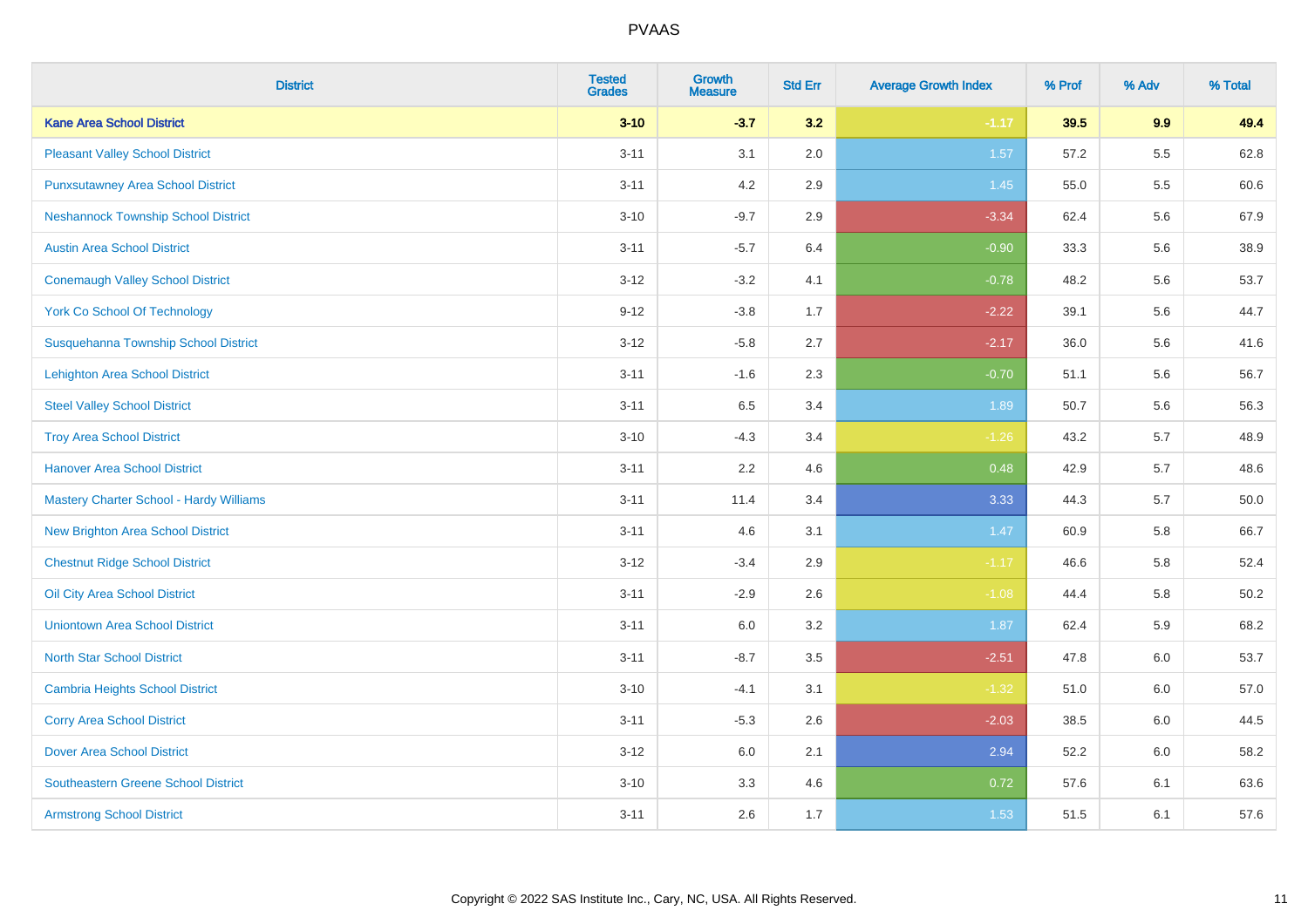PVAAS

| District | Tested Grades | Growth Measure | Std Err | Average Growth Index | % Prof | % Adv | % Total |
|---|---|---|---|---|---|---|---|
| **Kane Area School District** | **3-10** | **-3.7** | **3.2** | **-1.17** | **39.5** | **9.9** | **49.4** |
| Pleasant Valley School District | 3-11 | 3.1 | 2.0 | 1.57 | 57.2 | 5.5 | 62.8 |
| Punxsutawney Area School District | 3-11 | 4.2 | 2.9 | 1.45 | 55.0 | 5.5 | 60.6 |
| Neshannock Township School District | 3-10 | -9.7 | 2.9 | -3.34 | 62.4 | 5.6 | 67.9 |
| Austin Area School District | 3-11 | -5.7 | 6.4 | -0.90 | 33.3 | 5.6 | 38.9 |
| Conemaugh Valley School District | 3-12 | -3.2 | 4.1 | -0.78 | 48.2 | 5.6 | 53.7 |
| York Co School Of Technology | 9-12 | -3.8 | 1.7 | -2.22 | 39.1 | 5.6 | 44.7 |
| Susquehanna Township School District | 3-12 | -5.8 | 2.7 | -2.17 | 36.0 | 5.6 | 41.6 |
| Lehighton Area School District | 3-11 | -1.6 | 2.3 | -0.70 | 51.1 | 5.6 | 56.7 |
| Steel Valley School District | 3-11 | 6.5 | 3.4 | 1.89 | 50.7 | 5.6 | 56.3 |
| Troy Area School District | 3-10 | -4.3 | 3.4 | -1.26 | 43.2 | 5.7 | 48.9 |
| Hanover Area School District | 3-11 | 2.2 | 4.6 | 0.48 | 42.9 | 5.7 | 48.6 |
| Mastery Charter School - Hardy Williams | 3-11 | 11.4 | 3.4 | 3.33 | 44.3 | 5.7 | 50.0 |
| New Brighton Area School District | 3-11 | 4.6 | 3.1 | 1.47 | 60.9 | 5.8 | 66.7 |
| Chestnut Ridge School District | 3-12 | -3.4 | 2.9 | -1.17 | 46.6 | 5.8 | 52.4 |
| Oil City Area School District | 3-11 | -2.9 | 2.6 | -1.08 | 44.4 | 5.8 | 50.2 |
| Uniontown Area School District | 3-11 | 6.0 | 3.2 | 1.87 | 62.4 | 5.9 | 68.2 |
| North Star School District | 3-11 | -8.7 | 3.5 | -2.51 | 47.8 | 6.0 | 53.7 |
| Cambria Heights School District | 3-10 | -4.1 | 3.1 | -1.32 | 51.0 | 6.0 | 57.0 |
| Corry Area School District | 3-11 | -5.3 | 2.6 | -2.03 | 38.5 | 6.0 | 44.5 |
| Dover Area School District | 3-12 | 6.0 | 2.1 | 2.94 | 52.2 | 6.0 | 58.2 |
| Southeastern Greene School District | 3-10 | 3.3 | 4.6 | 0.72 | 57.6 | 6.1 | 63.6 |
| Armstrong School District | 3-11 | 2.6 | 1.7 | 1.53 | 51.5 | 6.1 | 57.6 |

Copyright © 2022 SAS Institute Inc., Cary, NC, USA. All Rights Reserved.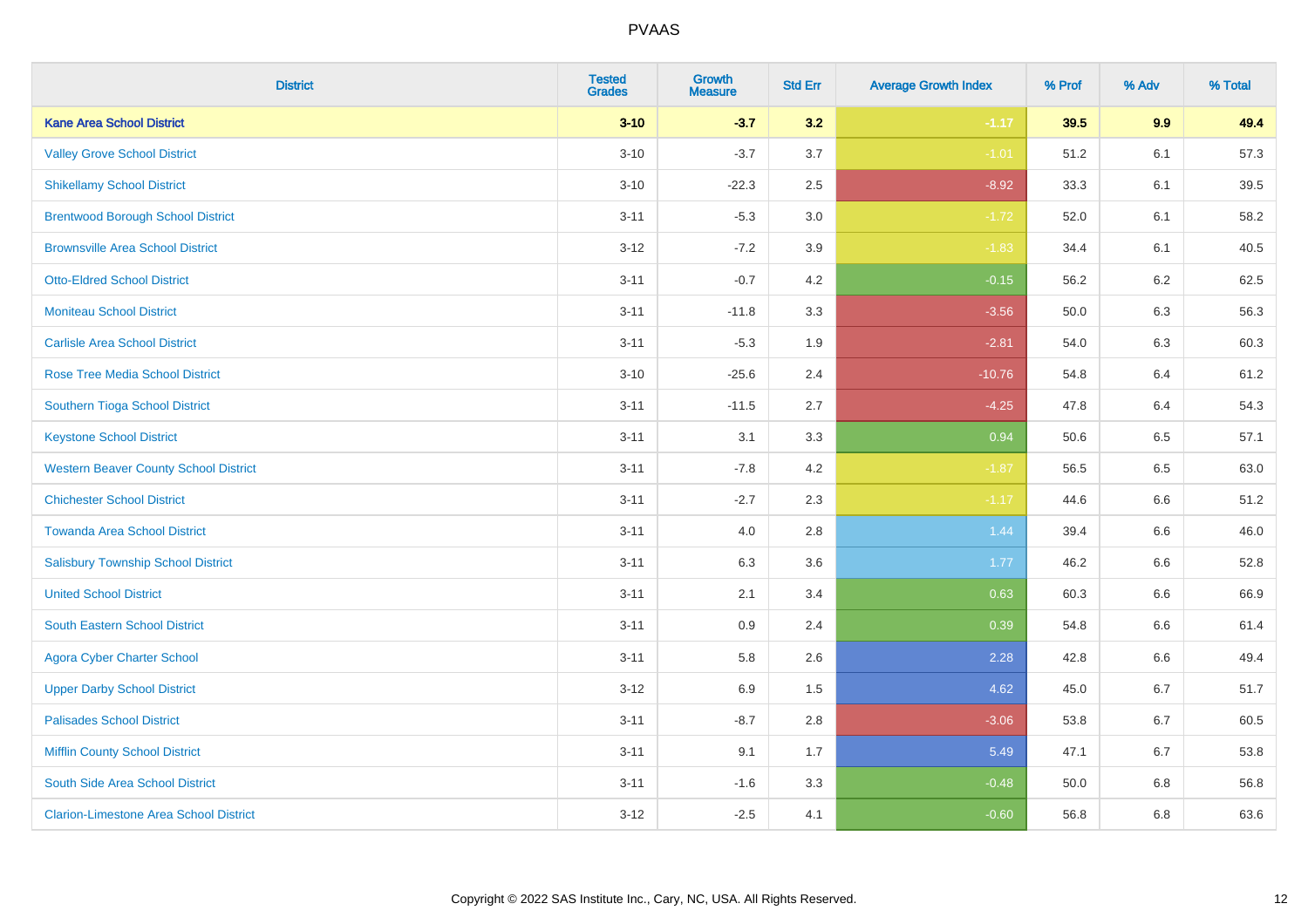PVAAS

| District | Tested Grades | Growth Measure | Std Err | Average Growth Index | % Prof | % Adv | % Total |
|---|---|---|---|---|---|---|---|
| **Kane Area School District** | **3-10** | **-3.7** | **3.2** | **-1.17** | **39.5** | **9.9** | **49.4** |
| Valley Grove School District | 3-10 | -3.7 | 3.7 | -1.01 | 51.2 | 6.1 | 57.3 |
| Shikellamy School District | 3-10 | -22.3 | 2.5 | -8.92 | 33.3 | 6.1 | 39.5 |
| Brentwood Borough School District | 3-11 | -5.3 | 3.0 | -1.72 | 52.0 | 6.1 | 58.2 |
| Brownsville Area School District | 3-12 | -7.2 | 3.9 | -1.83 | 34.4 | 6.1 | 40.5 |
| Otto-Eldred School District | 3-11 | -0.7 | 4.2 | -0.15 | 56.2 | 6.2 | 62.5 |
| Moniteau School District | 3-11 | -11.8 | 3.3 | -3.56 | 50.0 | 6.3 | 56.3 |
| Carlisle Area School District | 3-11 | -5.3 | 1.9 | -2.81 | 54.0 | 6.3 | 60.3 |
| Rose Tree Media School District | 3-10 | -25.6 | 2.4 | -10.76 | 54.8 | 6.4 | 61.2 |
| Southern Tioga School District | 3-11 | -11.5 | 2.7 | -4.25 | 47.8 | 6.4 | 54.3 |
| Keystone School District | 3-11 | 3.1 | 3.3 | 0.94 | 50.6 | 6.5 | 57.1 |
| Western Beaver County School District | 3-11 | -7.8 | 4.2 | -1.87 | 56.5 | 6.5 | 63.0 |
| Chichester School District | 3-11 | -2.7 | 2.3 | -1.17 | 44.6 | 6.6 | 51.2 |
| Towanda Area School District | 3-11 | 4.0 | 2.8 | 1.44 | 39.4 | 6.6 | 46.0 |
| Salisbury Township School District | 3-11 | 6.3 | 3.6 | 1.77 | 46.2 | 6.6 | 52.8 |
| United School District | 3-11 | 2.1 | 3.4 | 0.63 | 60.3 | 6.6 | 66.9 |
| South Eastern School District | 3-11 | 0.9 | 2.4 | 0.39 | 54.8 | 6.6 | 61.4 |
| Agora Cyber Charter School | 3-11 | 5.8 | 2.6 | 2.28 | 42.8 | 6.6 | 49.4 |
| Upper Darby School District | 3-12 | 6.9 | 1.5 | 4.62 | 45.0 | 6.7 | 51.7 |
| Palisades School District | 3-11 | -8.7 | 2.8 | -3.06 | 53.8 | 6.7 | 60.5 |
| Mifflin County School District | 3-11 | 9.1 | 1.7 | 5.49 | 47.1 | 6.7 | 53.8 |
| South Side Area School District | 3-11 | -1.6 | 3.3 | -0.48 | 50.0 | 6.8 | 56.8 |
| Clarion-Limestone Area School District | 3-12 | -2.5 | 4.1 | -0.60 | 56.8 | 6.8 | 63.6 |

Copyright © 2022 SAS Institute Inc., Cary, NC, USA. All Rights Reserved.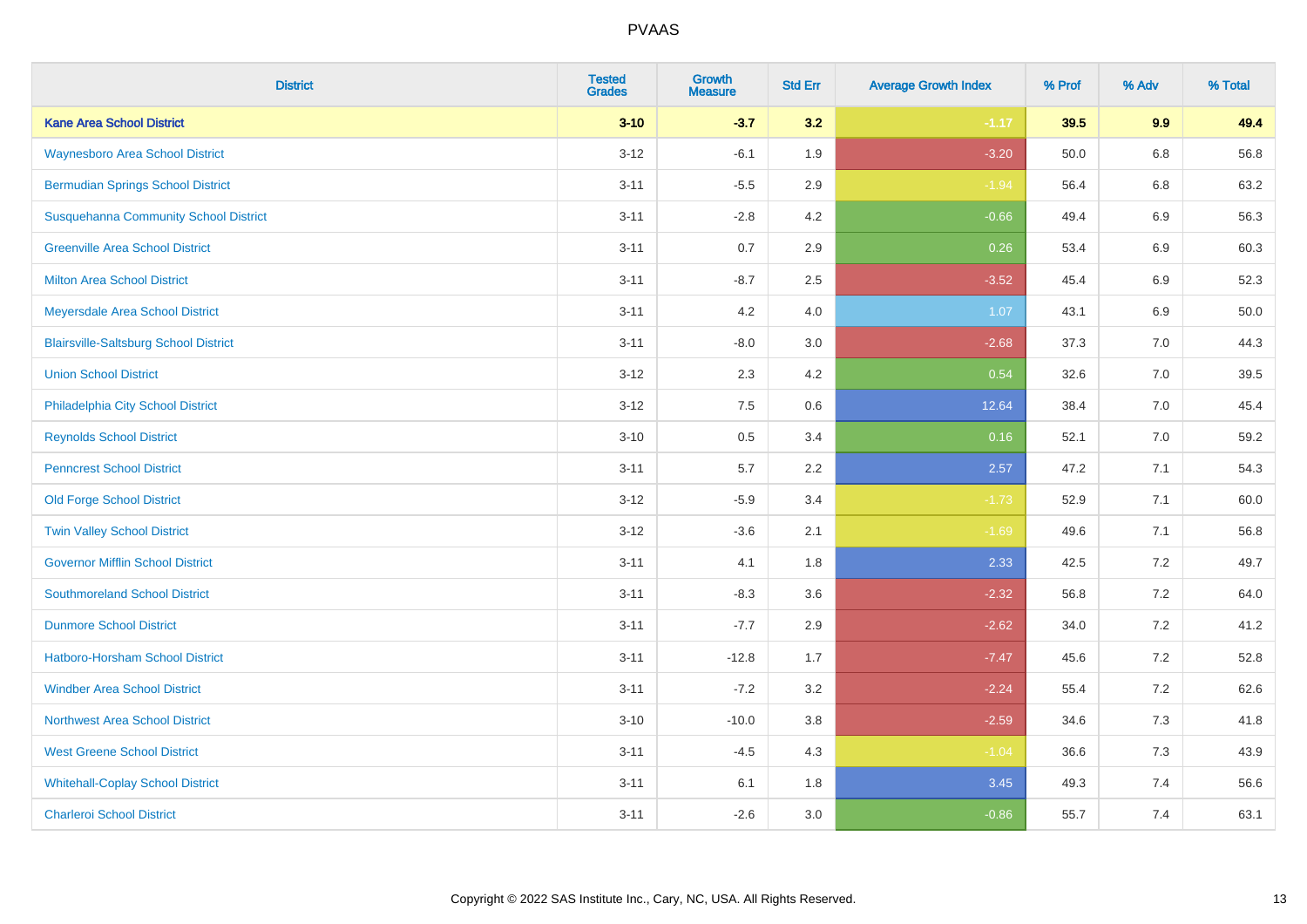| District | Tested Grades | Growth Measure | Std Err | Average Growth Index | % Prof | % Adv | % Total |
|---|---|---|---|---|---|---|---|
| **Kane Area School District** | **3-10** | **-3.7** | **3.2** | **-1.17** | **39.5** | **9.9** | **49.4** |
| Waynesboro Area School District | 3-12 | -6.1 | 1.9 | -3.20 | 50.0 | 6.8 | 56.8 |
| Bermudian Springs School District | 3-11 | -5.5 | 2.9 | -1.94 | 56.4 | 6.8 | 63.2 |
| Susquehanna Community School District | 3-11 | -2.8 | 4.2 | -0.66 | 49.4 | 6.9 | 56.3 |
| Greenville Area School District | 3-11 | 0.7 | 2.9 | 0.26 | 53.4 | 6.9 | 60.3 |
| Milton Area School District | 3-11 | -8.7 | 2.5 | -3.52 | 45.4 | 6.9 | 52.3 |
| Meyersdale Area School District | 3-11 | 4.2 | 4.0 | 1.07 | 43.1 | 6.9 | 50.0 |
| Blairsville-Saltsburg School District | 3-11 | -8.0 | 3.0 | -2.68 | 37.3 | 7.0 | 44.3 |
| Union School District | 3-12 | 2.3 | 4.2 | 0.54 | 32.6 | 7.0 | 39.5 |
| Philadelphia City School District | 3-12 | 7.5 | 0.6 | 12.64 | 38.4 | 7.0 | 45.4 |
| Reynolds School District | 3-10 | 0.5 | 3.4 | 0.16 | 52.1 | 7.0 | 59.2 |
| Penncrest School District | 3-11 | 5.7 | 2.2 | 2.57 | 47.2 | 7.1 | 54.3 |
| Old Forge School District | 3-12 | -5.9 | 3.4 | -1.73 | 52.9 | 7.1 | 60.0 |
| Twin Valley School District | 3-12 | -3.6 | 2.1 | -1.69 | 49.6 | 7.1 | 56.8 |
| Governor Mifflin School District | 3-11 | 4.1 | 1.8 | 2.33 | 42.5 | 7.2 | 49.7 |
| Southmoreland School District | 3-11 | -8.3 | 3.6 | -2.32 | 56.8 | 7.2 | 64.0 |
| Dunmore School District | 3-11 | -7.7 | 2.9 | -2.62 | 34.0 | 7.2 | 41.2 |
| Hatboro-Horsham School District | 3-11 | -12.8 | 1.7 | -7.47 | 45.6 | 7.2 | 52.8 |
| Windber Area School District | 3-11 | -7.2 | 3.2 | -2.24 | 55.4 | 7.2 | 62.6 |
| Northwest Area School District | 3-10 | -10.0 | 3.8 | -2.59 | 34.6 | 7.3 | 41.8 |
| West Greene School District | 3-11 | -4.5 | 4.3 | -1.04 | 36.6 | 7.3 | 43.9 |
| Whitehall-Coplay School District | 3-11 | 6.1 | 1.8 | 3.45 | 49.3 | 7.4 | 56.6 |
| Charleroi School District | 3-11 | -2.6 | 3.0 | -0.86 | 55.7 | 7.4 | 63.1 |

Copyright © 2022 SAS Institute Inc., Cary, NC, USA. All Rights Reserved.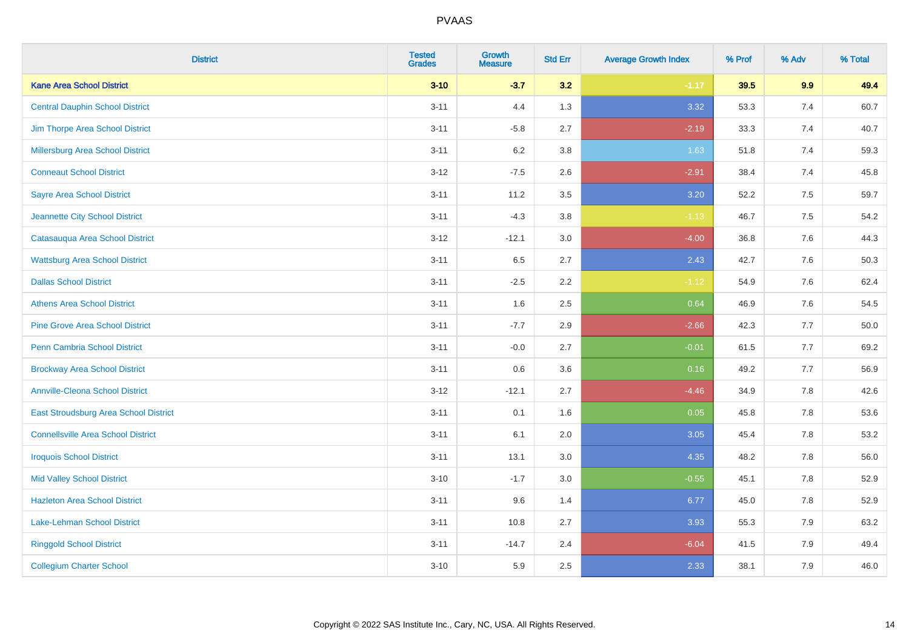| District | Tested Grades | Growth Measure | Std Err | Average Growth Index | % Prof | % Adv | % Total |
|---|---|---|---|---|---|---|---|
| **Kane Area School District** | **3-10** | **-3.7** | **3.2** | **-1.17** | **39.5** | **9.9** | **49.4** |
| Central Dauphin School District | 3-11 | 4.4 | 1.3 | 3.32 | 53.3 | 7.4 | 60.7 |
| Jim Thorpe Area School District | 3-11 | -5.8 | 2.7 | -2.19 | 33.3 | 7.4 | 40.7 |
| Millersburg Area School District | 3-11 | 6.2 | 3.8 | 1.63 | 51.8 | 7.4 | 59.3 |
| Conneaut School District | 3-12 | -7.5 | 2.6 | -2.91 | 38.4 | 7.4 | 45.8 |
| Sayre Area School District | 3-11 | 11.2 | 3.5 | 3.20 | 52.2 | 7.5 | 59.7 |
| Jeannette City School District | 3-11 | -4.3 | 3.8 | -1.13 | 46.7 | 7.5 | 54.2 |
| Catasauqua Area School District | 3-12 | -12.1 | 3.0 | -4.00 | 36.8 | 7.6 | 44.3 |
| Wattsburg Area School District | 3-11 | 6.5 | 2.7 | 2.43 | 42.7 | 7.6 | 50.3 |
| Dallas School District | 3-11 | -2.5 | 2.2 | -1.12 | 54.9 | 7.6 | 62.4 |
| Athens Area School District | 3-11 | 1.6 | 2.5 | 0.64 | 46.9 | 7.6 | 54.5 |
| Pine Grove Area School District | 3-11 | -7.7 | 2.9 | -2.66 | 42.3 | 7.7 | 50.0 |
| Penn Cambria School District | 3-11 | -0.0 | 2.7 | -0.01 | 61.5 | 7.7 | 69.2 |
| Brockway Area School District | 3-11 | 0.6 | 3.6 | 0.16 | 49.2 | 7.7 | 56.9 |
| Annville-Cleona School District | 3-12 | -12.1 | 2.7 | -4.46 | 34.9 | 7.8 | 42.6 |
| East Stroudsburg Area School District | 3-11 | 0.1 | 1.6 | 0.05 | 45.8 | 7.8 | 53.6 |
| Connellsville Area School District | 3-11 | 6.1 | 2.0 | 3.05 | 45.4 | 7.8 | 53.2 |
| Iroquois School District | 3-11 | 13.1 | 3.0 | 4.35 | 48.2 | 7.8 | 56.0 |
| Mid Valley School District | 3-10 | -1.7 | 3.0 | -0.55 | 45.1 | 7.8 | 52.9 |
| Hazleton Area School District | 3-11 | 9.6 | 1.4 | 6.77 | 45.0 | 7.8 | 52.9 |
| Lake-Lehman School District | 3-11 | 10.8 | 2.7 | 3.93 | 55.3 | 7.9 | 63.2 |
| Ringgold School District | 3-11 | -14.7 | 2.4 | -6.04 | 41.5 | 7.9 | 49.4 |
| Collegium Charter School | 3-10 | 5.9 | 2.5 | 2.33 | 38.1 | 7.9 | 46.0 |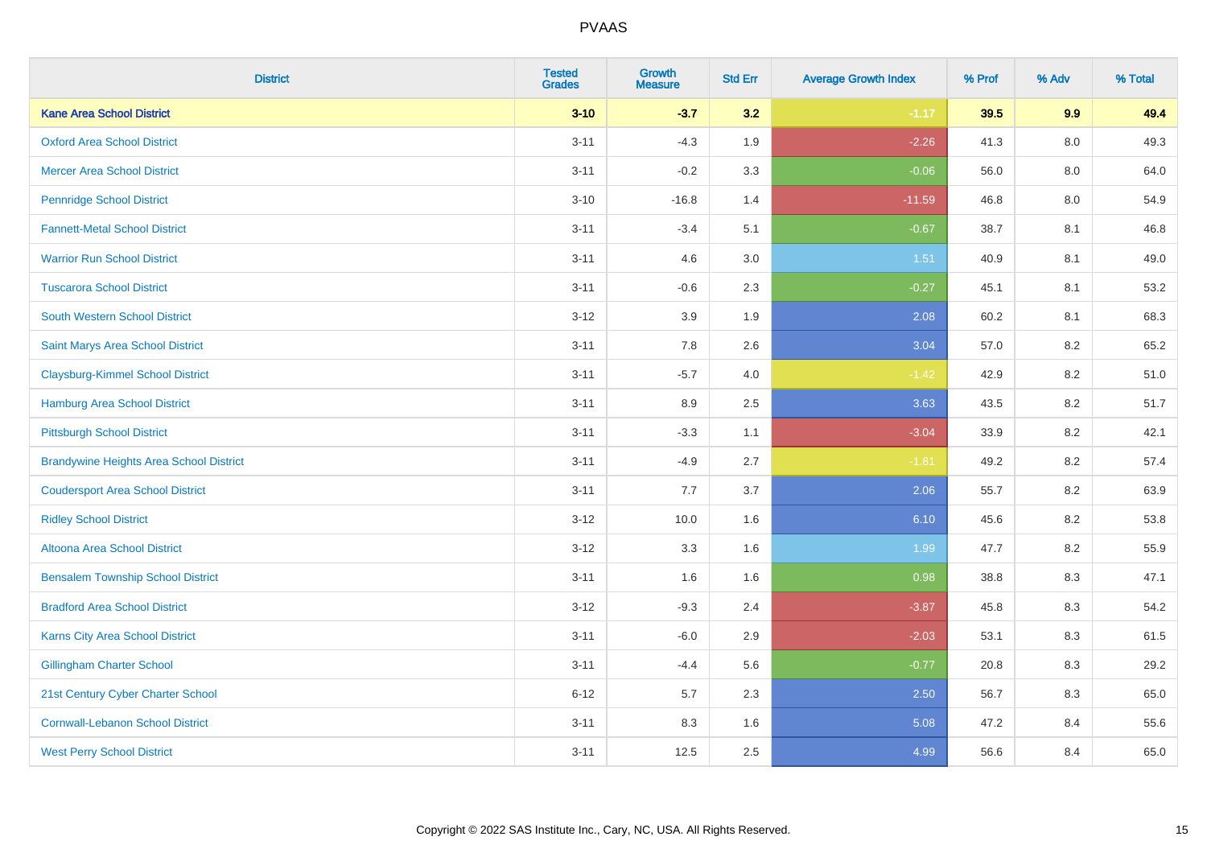PVAAS

| District | Tested Grades | Growth Measure | Std Err | Average Growth Index | % Prof | % Adv | % Total |
|---|---|---|---|---|---|---|---|
| **Kane Area School District** | **3-10** | **-3.7** | **3.2** | **-1.17** | **39.5** | **9.9** | **49.4** |
| Oxford Area School District | 3-11 | -4.3 | 1.9 | -2.26 | 41.3 | 8.0 | 49.3 |
| Mercer Area School District | 3-11 | -0.2 | 3.3 | -0.06 | 56.0 | 8.0 | 64.0 |
| Pennridge School District | 3-10 | -16.8 | 1.4 | -11.59 | 46.8 | 8.0 | 54.9 |
| Fannett-Metal School District | 3-11 | -3.4 | 5.1 | -0.67 | 38.7 | 8.1 | 46.8 |
| Warrior Run School District | 3-11 | 4.6 | 3.0 | 1.51 | 40.9 | 8.1 | 49.0 |
| Tuscarora School District | 3-11 | -0.6 | 2.3 | -0.27 | 45.1 | 8.1 | 53.2 |
| South Western School District | 3-12 | 3.9 | 1.9 | 2.08 | 60.2 | 8.1 | 68.3 |
| Saint Marys Area School District | 3-11 | 7.8 | 2.6 | 3.04 | 57.0 | 8.2 | 65.2 |
| Claysburg-Kimmel School District | 3-11 | -5.7 | 4.0 | -1.42 | 42.9 | 8.2 | 51.0 |
| Hamburg Area School District | 3-11 | 8.9 | 2.5 | 3.63 | 43.5 | 8.2 | 51.7 |
| Pittsburgh School District | 3-11 | -3.3 | 1.1 | -3.04 | 33.9 | 8.2 | 42.1 |
| Brandywine Heights Area School District | 3-11 | -4.9 | 2.7 | -1.81 | 49.2 | 8.2 | 57.4 |
| Coudersport Area School District | 3-11 | 7.7 | 3.7 | 2.06 | 55.7 | 8.2 | 63.9 |
| Ridley School District | 3-12 | 10.0 | 1.6 | 6.10 | 45.6 | 8.2 | 53.8 |
| Altoona Area School District | 3-12 | 3.3 | 1.6 | 1.99 | 47.7 | 8.2 | 55.9 |
| Bensalem Township School District | 3-11 | 1.6 | 1.6 | 0.98 | 38.8 | 8.3 | 47.1 |
| Bradford Area School District | 3-12 | -9.3 | 2.4 | -3.87 | 45.8 | 8.3 | 54.2 |
| Karns City Area School District | 3-11 | -6.0 | 2.9 | -2.03 | 53.1 | 8.3 | 61.5 |
| Gillingham Charter School | 3-11 | -4.4 | 5.6 | -0.77 | 20.8 | 8.3 | 29.2 |
| 21st Century Cyber Charter School | 6-12 | 5.7 | 2.3 | 2.50 | 56.7 | 8.3 | 65.0 |
| Cornwall-Lebanon School District | 3-11 | 8.3 | 1.6 | 5.08 | 47.2 | 8.4 | 55.6 |
| West Perry School District | 3-11 | 12.5 | 2.5 | 4.99 | 56.6 | 8.4 | 65.0 |

Copyright © 2022 SAS Institute Inc., Cary, NC, USA. All Rights Reserved.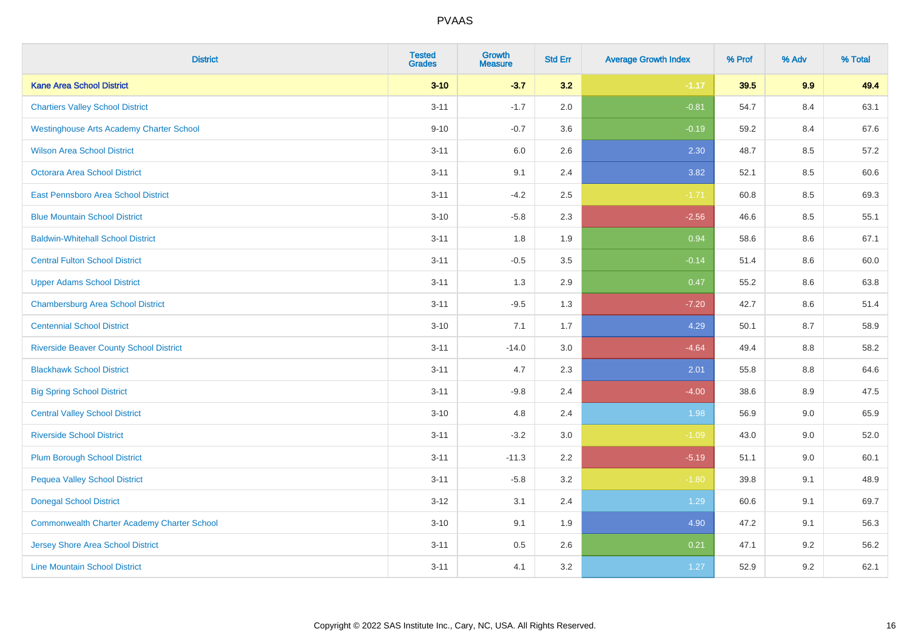# PVAAS

| District | Tested Grades | Growth Measure | Std Err | Average Growth Index | % Prof | % Adv | % Total |
|---|---|---|---|---|---|---|---|
| **Kane Area School District** | **3-10** | **-3.7** | **3.2** | **-1.17** | **39.5** | **9.9** | **49.4** |
| Chartiers Valley School District | 3-11 | -1.7 | 2.0 | -0.81 | 54.7 | 8.4 | 63.1 |
| Westinghouse Arts Academy Charter School | 9-10 | -0.7 | 3.6 | -0.19 | 59.2 | 8.4 | 67.6 |
| Wilson Area School District | 3-11 | 6.0 | 2.6 | 2.30 | 48.7 | 8.5 | 57.2 |
| Octorara Area School District | 3-11 | 9.1 | 2.4 | 3.82 | 52.1 | 8.5 | 60.6 |
| East Pennsboro Area School District | 3-11 | -4.2 | 2.5 | -1.71 | 60.8 | 8.5 | 69.3 |
| Blue Mountain School District | 3-10 | -5.8 | 2.3 | -2.56 | 46.6 | 8.5 | 55.1 |
| Baldwin-Whitehall School District | 3-11 | 1.8 | 1.9 | 0.94 | 58.6 | 8.6 | 67.1 |
| Central Fulton School District | 3-11 | -0.5 | 3.5 | -0.14 | 51.4 | 8.6 | 60.0 |
| Upper Adams School District | 3-11 | 1.3 | 2.9 | 0.47 | 55.2 | 8.6 | 63.8 |
| Chambersburg Area School District | 3-11 | -9.5 | 1.3 | -7.20 | 42.7 | 8.6 | 51.4 |
| Centennial School District | 3-10 | 7.1 | 1.7 | 4.29 | 50.1 | 8.7 | 58.9 |
| Riverside Beaver County School District | 3-11 | -14.0 | 3.0 | -4.64 | 49.4 | 8.8 | 58.2 |
| Blackhawk School District | 3-11 | 4.7 | 2.3 | 2.01 | 55.8 | 8.8 | 64.6 |
| Big Spring School District | 3-11 | -9.8 | 2.4 | -4.00 | 38.6 | 8.9 | 47.5 |
| Central Valley School District | 3-10 | 4.8 | 2.4 | 1.98 | 56.9 | 9.0 | 65.9 |
| Riverside School District | 3-11 | -3.2 | 3.0 | -1.09 | 43.0 | 9.0 | 52.0 |
| Plum Borough School District | 3-11 | -11.3 | 2.2 | -5.19 | 51.1 | 9.0 | 60.1 |
| Pequea Valley School District | 3-11 | -5.8 | 3.2 | -1.80 | 39.8 | 9.1 | 48.9 |
| Donegal School District | 3-12 | 3.1 | 2.4 | 1.29 | 60.6 | 9.1 | 69.7 |
| Commonwealth Charter Academy Charter School | 3-10 | 9.1 | 1.9 | 4.90 | 47.2 | 9.1 | 56.3 |
| Jersey Shore Area School District | 3-11 | 0.5 | 2.6 | 0.21 | 47.1 | 9.2 | 56.2 |
| Line Mountain School District | 3-11 | 4.1 | 3.2 | 1.27 | 52.9 | 9.2 | 62.1 |

Copyright © 2022 SAS Institute Inc., Cary, NC, USA. All Rights Reserved.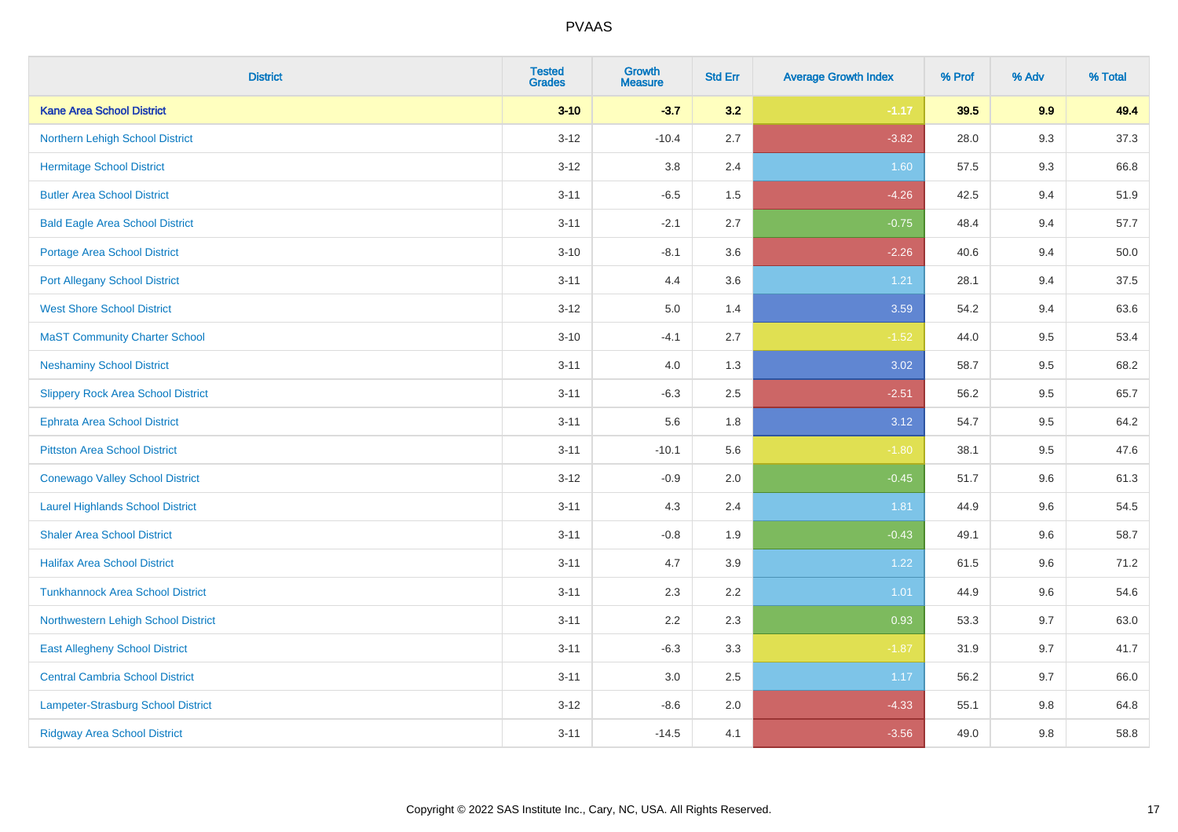PVAAS

| District | Tested Grades | Growth Measure | Std Err | Average Growth Index | % Prof | % Adv | % Total |
|---|---|---|---|---|---|---|---|
| **Kane Area School District** | **3-10** | **-3.7** | **3.2** | **-1.17** | **39.5** | **9.9** | **49.4** |
| Northern Lehigh School District | 3-12 | -10.4 | 2.7 | -3.82 | 28.0 | 9.3 | 37.3 |
| Hermitage School District | 3-12 | 3.8 | 2.4 | 1.60 | 57.5 | 9.3 | 66.8 |
| Butler Area School District | 3-11 | -6.5 | 1.5 | -4.26 | 42.5 | 9.4 | 51.9 |
| Bald Eagle Area School District | 3-11 | -2.1 | 2.7 | -0.75 | 48.4 | 9.4 | 57.7 |
| Portage Area School District | 3-10 | -8.1 | 3.6 | -2.26 | 40.6 | 9.4 | 50.0 |
| Port Allegany School District | 3-11 | 4.4 | 3.6 | 1.21 | 28.1 | 9.4 | 37.5 |
| West Shore School District | 3-12 | 5.0 | 1.4 | 3.59 | 54.2 | 9.4 | 63.6 |
| MaST Community Charter School | 3-10 | -4.1 | 2.7 | -1.52 | 44.0 | 9.5 | 53.4 |
| Neshaminy School District | 3-11 | 4.0 | 1.3 | 3.02 | 58.7 | 9.5 | 68.2 |
| Slippery Rock Area School District | 3-11 | -6.3 | 2.5 | -2.51 | 56.2 | 9.5 | 65.7 |
| Ephrata Area School District | 3-11 | 5.6 | 1.8 | 3.12 | 54.7 | 9.5 | 64.2 |
| Pittston Area School District | 3-11 | -10.1 | 5.6 | -1.80 | 38.1 | 9.5 | 47.6 |
| Conewago Valley School District | 3-12 | -0.9 | 2.0 | -0.45 | 51.7 | 9.6 | 61.3 |
| Laurel Highlands School District | 3-11 | 4.3 | 2.4 | 1.81 | 44.9 | 9.6 | 54.5 |
| Shaler Area School District | 3-11 | -0.8 | 1.9 | -0.43 | 49.1 | 9.6 | 58.7 |
| Halifax Area School District | 3-11 | 4.7 | 3.9 | 1.22 | 61.5 | 9.6 | 71.2 |
| Tunkhannock Area School District | 3-11 | 2.3 | 2.2 | 1.01 | 44.9 | 9.6 | 54.6 |
| Northwestern Lehigh School District | 3-11 | 2.2 | 2.3 | 0.93 | 53.3 | 9.7 | 63.0 |
| East Allegheny School District | 3-11 | -6.3 | 3.3 | -1.87 | 31.9 | 9.7 | 41.7 |
| Central Cambria School District | 3-11 | 3.0 | 2.5 | 1.17 | 56.2 | 9.7 | 66.0 |
| Lampeter-Strasburg School District | 3-12 | -8.6 | 2.0 | -4.33 | 55.1 | 9.8 | 64.8 |
| Ridgway Area School District | 3-11 | -14.5 | 4.1 | -3.56 | 49.0 | 9.8 | 58.8 |

Copyright © 2022 SAS Institute Inc., Cary, NC, USA. All Rights Reserved.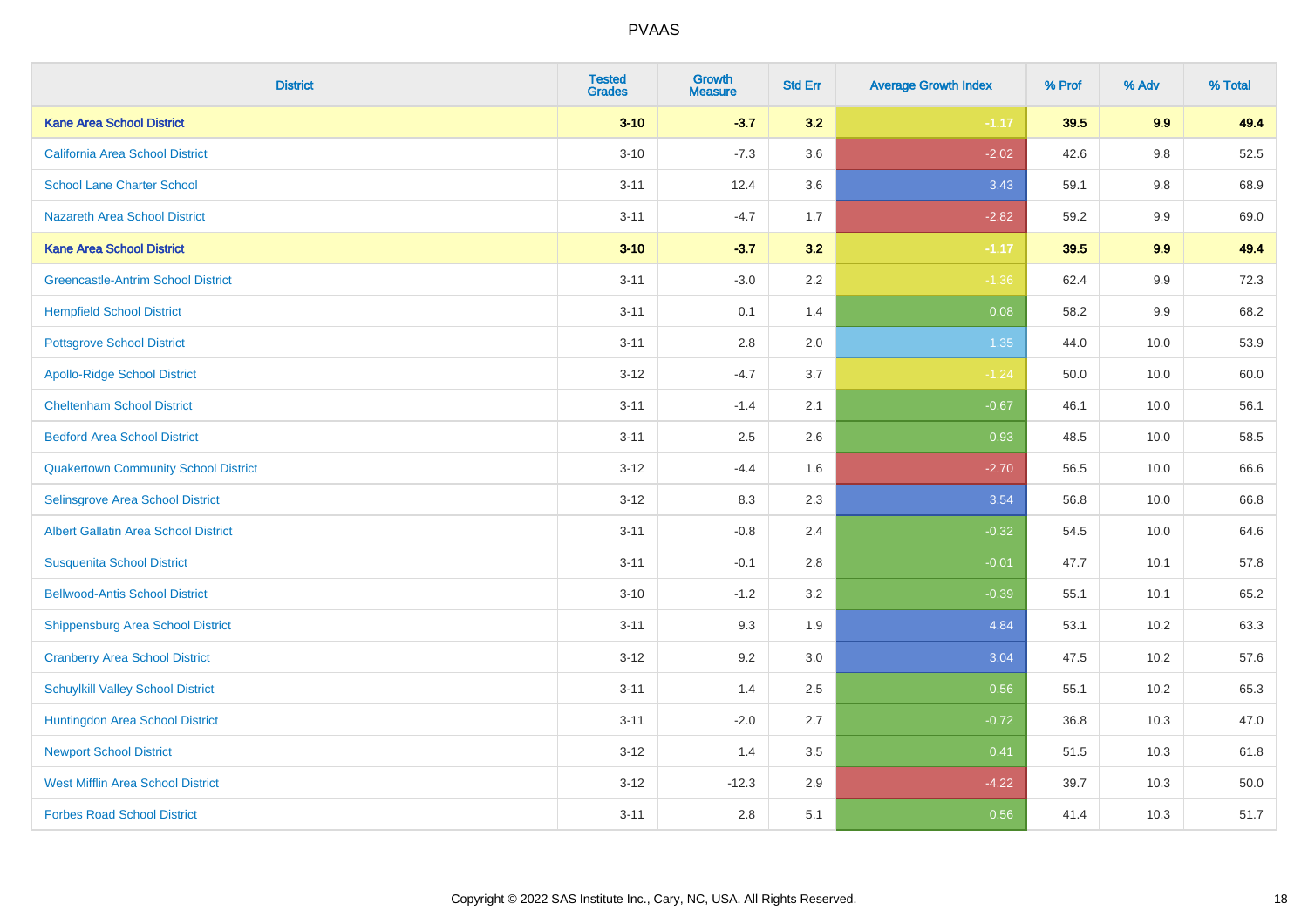PVAAS

| District | Tested Grades | Growth Measure | Std Err | Average Growth Index | % Prof | % Adv | % Total |
|---|---|---|---|---|---|---|---|
| **Kane Area School District** | **3-10** | **-3.7** | **3.2** | **-1.17** | **39.5** | **9.9** | **49.4** |
| California Area School District | 3-10 | -7.3 | 3.6 | -2.02 | 42.6 | 9.8 | 52.5 |
| School Lane Charter School | 3-11 | 12.4 | 3.6 | 3.43 | 59.1 | 9.8 | 68.9 |
| Nazareth Area School District | 3-11 | -4.7 | 1.7 | -2.82 | 59.2 | 9.9 | 69.0 |
| **Kane Area School District** | **3-10** | **-3.7** | **3.2** | **-1.17** | **39.5** | **9.9** | **49.4** |
| Greencastle-Antrim School District | 3-11 | -3.0 | 2.2 | -1.36 | 62.4 | 9.9 | 72.3 |
| Hempfield School District | 3-11 | 0.1 | 1.4 | 0.08 | 58.2 | 9.9 | 68.2 |
| Pottsgrove School District | 3-11 | 2.8 | 2.0 | 1.35 | 44.0 | 10.0 | 53.9 |
| Apollo-Ridge School District | 3-12 | -4.7 | 3.7 | -1.24 | 50.0 | 10.0 | 60.0 |
| Cheltenham School District | 3-11 | -1.4 | 2.1 | -0.67 | 46.1 | 10.0 | 56.1 |
| Bedford Area School District | 3-11 | 2.5 | 2.6 | 0.93 | 48.5 | 10.0 | 58.5 |
| Quakertown Community School District | 3-12 | -4.4 | 1.6 | -2.70 | 56.5 | 10.0 | 66.6 |
| Selinsgrove Area School District | 3-12 | 8.3 | 2.3 | 3.54 | 56.8 | 10.0 | 66.8 |
| Albert Gallatin Area School District | 3-11 | -0.8 | 2.4 | -0.32 | 54.5 | 10.0 | 64.6 |
| Susquenita School District | 3-11 | -0.1 | 2.8 | -0.01 | 47.7 | 10.1 | 57.8 |
| Bellwood-Antis School District | 3-10 | -1.2 | 3.2 | -0.39 | 55.1 | 10.1 | 65.2 |
| Shippensburg Area School District | 3-11 | 9.3 | 1.9 | 4.84 | 53.1 | 10.2 | 63.3 |
| Cranberry Area School District | 3-12 | 9.2 | 3.0 | 3.04 | 47.5 | 10.2 | 57.6 |
| Schuylkill Valley School District | 3-11 | 1.4 | 2.5 | 0.56 | 55.1 | 10.2 | 65.3 |
| Huntingdon Area School District | 3-11 | -2.0 | 2.7 | -0.72 | 36.8 | 10.3 | 47.0 |
| Newport School District | 3-12 | 1.4 | 3.5 | 0.41 | 51.5 | 10.3 | 61.8 |
| West Mifflin Area School District | 3-12 | -12.3 | 2.9 | -4.22 | 39.7 | 10.3 | 50.0 |
| Forbes Road School District | 3-11 | 2.8 | 5.1 | 0.56 | 41.4 | 10.3 | 51.7 |

Copyright © 2022 SAS Institute Inc., Cary, NC, USA. All Rights Reserved.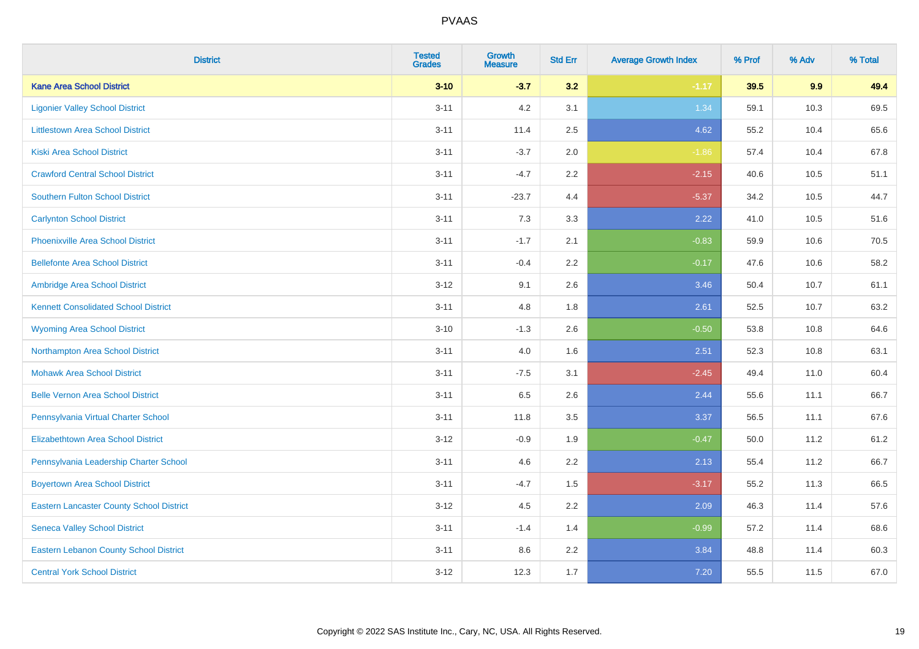# PVAAS

| District | Tested Grades | Growth Measure | Std Err | Average Growth Index | % Prof | % Adv | % Total |
|---|---|---|---|---|---|---|---|
| **Kane Area School District** | **3-10** | **-3.7** | **3.2** | **-1.17** | **39.5** | **9.9** | **49.4** |
| Ligonier Valley School District | 3-11 | 4.2 | 3.1 | 1.34 | 59.1 | 10.3 | 69.5 |
| Littlestown Area School District | 3-11 | 11.4 | 2.5 | 4.62 | 55.2 | 10.4 | 65.6 |
| Kiski Area School District | 3-11 | -3.7 | 2.0 | -1.86 | 57.4 | 10.4 | 67.8 |
| Crawford Central School District | 3-11 | -4.7 | 2.2 | -2.15 | 40.6 | 10.5 | 51.1 |
| Southern Fulton School District | 3-11 | -23.7 | 4.4 | -5.37 | 34.2 | 10.5 | 44.7 |
| Carlynton School District | 3-11 | 7.3 | 3.3 | 2.22 | 41.0 | 10.5 | 51.6 |
| Phoenixville Area School District | 3-11 | -1.7 | 2.1 | -0.83 | 59.9 | 10.6 | 70.5 |
| Bellefonte Area School District | 3-11 | -0.4 | 2.2 | -0.17 | 47.6 | 10.6 | 58.2 |
| Ambridge Area School District | 3-12 | 9.1 | 2.6 | 3.46 | 50.4 | 10.7 | 61.1 |
| Kennett Consolidated School District | 3-11 | 4.8 | 1.8 | 2.61 | 52.5 | 10.7 | 63.2 |
| Wyoming Area School District | 3-10 | -1.3 | 2.6 | -0.50 | 53.8 | 10.8 | 64.6 |
| Northampton Area School District | 3-11 | 4.0 | 1.6 | 2.51 | 52.3 | 10.8 | 63.1 |
| Mohawk Area School District | 3-11 | -7.5 | 3.1 | -2.45 | 49.4 | 11.0 | 60.4 |
| Belle Vernon Area School District | 3-11 | 6.5 | 2.6 | 2.44 | 55.6 | 11.1 | 66.7 |
| Pennsylvania Virtual Charter School | 3-11 | 11.8 | 3.5 | 3.37 | 56.5 | 11.1 | 67.6 |
| Elizabethtown Area School District | 3-12 | -0.9 | 1.9 | -0.47 | 50.0 | 11.2 | 61.2 |
| Pennsylvania Leadership Charter School | 3-11 | 4.6 | 2.2 | 2.13 | 55.4 | 11.2 | 66.7 |
| Boyertown Area School District | 3-11 | -4.7 | 1.5 | -3.17 | 55.2 | 11.3 | 66.5 |
| Eastern Lancaster County School District | 3-12 | 4.5 | 2.2 | 2.09 | 46.3 | 11.4 | 57.6 |
| Seneca Valley School District | 3-11 | -1.4 | 1.4 | -0.99 | 57.2 | 11.4 | 68.6 |
| Eastern Lebanon County School District | 3-11 | 8.6 | 2.2 | 3.84 | 48.8 | 11.4 | 60.3 |
| Central York School District | 3-12 | 12.3 | 1.7 | 7.20 | 55.5 | 11.5 | 67.0 |

Copyright © 2022 SAS Institute Inc., Cary, NC, USA. All Rights Reserved.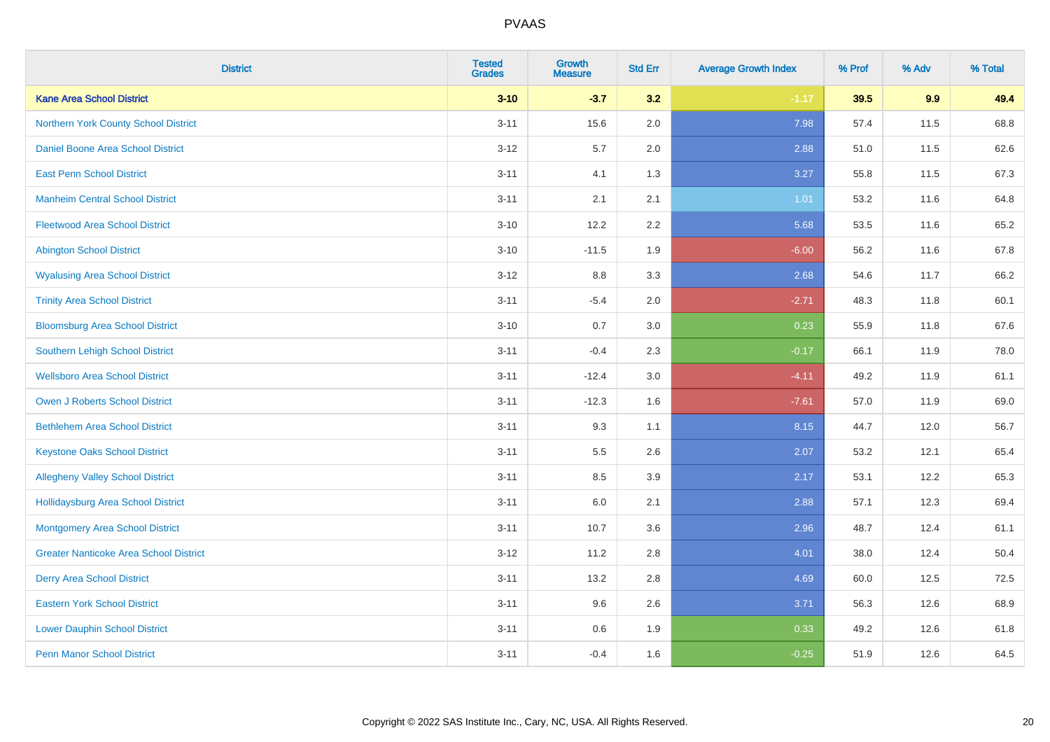# PVAAS

| District | Tested Grades | Growth Measure | Std Err | Average Growth Index | % Prof | % Adv | % Total |
|---|---|---|---|---|---|---|---|
| **Kane Area School District** | **3-10** | **-3.7** | **3.2** | **-1.17** | **39.5** | **9.9** | **49.4** |
| Northern York County School District | 3-11 | 15.6 | 2.0 | 7.98 | 57.4 | 11.5 | 68.8 |
| Daniel Boone Area School District | 3-12 | 5.7 | 2.0 | 2.88 | 51.0 | 11.5 | 62.6 |
| East Penn School District | 3-11 | 4.1 | 1.3 | 3.27 | 55.8 | 11.5 | 67.3 |
| Manheim Central School District | 3-11 | 2.1 | 2.1 | 1.01 | 53.2 | 11.6 | 64.8 |
| Fleetwood Area School District | 3-10 | 12.2 | 2.2 | 5.68 | 53.5 | 11.6 | 65.2 |
| Abington School District | 3-10 | -11.5 | 1.9 | -6.00 | 56.2 | 11.6 | 67.8 |
| Wyalusing Area School District | 3-12 | 8.8 | 3.3 | 2.68 | 54.6 | 11.7 | 66.2 |
| Trinity Area School District | 3-11 | -5.4 | 2.0 | -2.71 | 48.3 | 11.8 | 60.1 |
| Bloomsburg Area School District | 3-10 | 0.7 | 3.0 | 0.23 | 55.9 | 11.8 | 67.6 |
| Southern Lehigh School District | 3-11 | -0.4 | 2.3 | -0.17 | 66.1 | 11.9 | 78.0 |
| Wellsboro Area School District | 3-11 | -12.4 | 3.0 | -4.11 | 49.2 | 11.9 | 61.1 |
| Owen J Roberts School District | 3-11 | -12.3 | 1.6 | -7.61 | 57.0 | 11.9 | 69.0 |
| Bethlehem Area School District | 3-11 | 9.3 | 1.1 | 8.15 | 44.7 | 12.0 | 56.7 |
| Keystone Oaks School District | 3-11 | 5.5 | 2.6 | 2.07 | 53.2 | 12.1 | 65.4 |
| Allegheny Valley School District | 3-11 | 8.5 | 3.9 | 2.17 | 53.1 | 12.2 | 65.3 |
| Hollidaysburg Area School District | 3-11 | 6.0 | 2.1 | 2.88 | 57.1 | 12.3 | 69.4 |
| Montgomery Area School District | 3-11 | 10.7 | 3.6 | 2.96 | 48.7 | 12.4 | 61.1 |
| Greater Nanticoke Area School District | 3-12 | 11.2 | 2.8 | 4.01 | 38.0 | 12.4 | 50.4 |
| Derry Area School District | 3-11 | 13.2 | 2.8 | 4.69 | 60.0 | 12.5 | 72.5 |
| Eastern York School District | 3-11 | 9.6 | 2.6 | 3.71 | 56.3 | 12.6 | 68.9 |
| Lower Dauphin School District | 3-11 | 0.6 | 1.9 | 0.33 | 49.2 | 12.6 | 61.8 |
| Penn Manor School District | 3-11 | -0.4 | 1.6 | -0.25 | 51.9 | 12.6 | 64.5 |

Copyright © 2022 SAS Institute Inc., Cary, NC, USA. All Rights Reserved.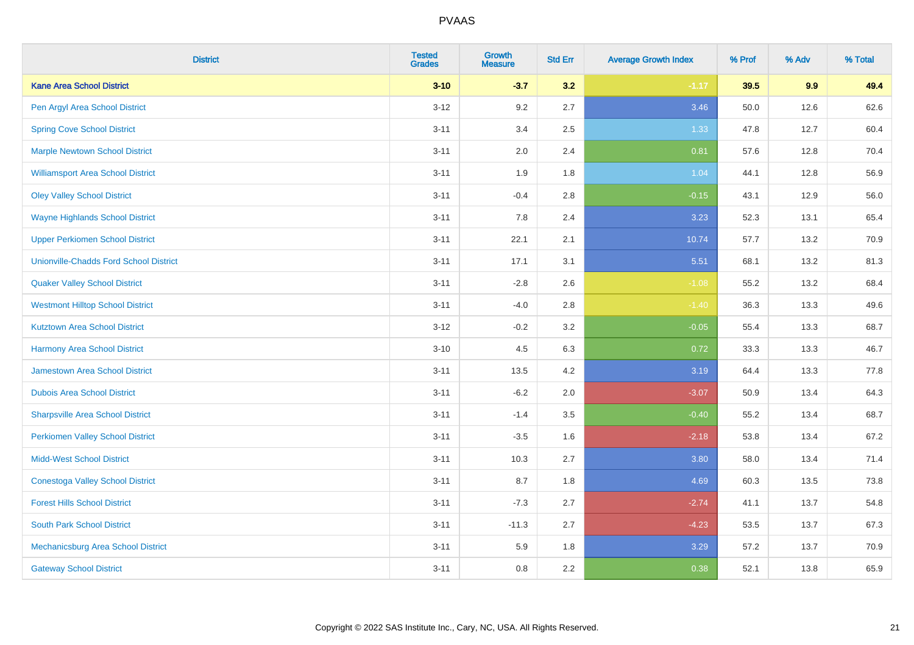| District | Tested Grades | Growth Measure | Std Err | Average Growth Index | % Prof | % Adv | % Total |
|---|---|---|---|---|---|---|---|
| **Kane Area School District** | **3-10** | **-3.7** | **3.2** | **-1.17** | **39.5** | **9.9** | **49.4** |
| Pen Argyl Area School District | 3-12 | 9.2 | 2.7 | 3.46 | 50.0 | 12.6 | 62.6 |
| Spring Cove School District | 3-11 | 3.4 | 2.5 | 1.33 | 47.8 | 12.7 | 60.4 |
| Marple Newtown School District | 3-11 | 2.0 | 2.4 | 0.81 | 57.6 | 12.8 | 70.4 |
| Williamsport Area School District | 3-11 | 1.9 | 1.8 | 1.04 | 44.1 | 12.8 | 56.9 |
| Oley Valley School District | 3-11 | -0.4 | 2.8 | -0.15 | 43.1 | 12.9 | 56.0 |
| Wayne Highlands School District | 3-11 | 7.8 | 2.4 | 3.23 | 52.3 | 13.1 | 65.4 |
| Upper Perkiomen School District | 3-11 | 22.1 | 2.1 | 10.74 | 57.7 | 13.2 | 70.9 |
| Unionville-Chadds Ford School District | 3-11 | 17.1 | 3.1 | 5.51 | 68.1 | 13.2 | 81.3 |
| Quaker Valley School District | 3-11 | -2.8 | 2.6 | -1.08 | 55.2 | 13.2 | 68.4 |
| Westmont Hilltop School District | 3-11 | -4.0 | 2.8 | -1.40 | 36.3 | 13.3 | 49.6 |
| Kutztown Area School District | 3-12 | -0.2 | 3.2 | -0.05 | 55.4 | 13.3 | 68.7 |
| Harmony Area School District | 3-10 | 4.5 | 6.3 | 0.72 | 33.3 | 13.3 | 46.7 |
| Jamestown Area School District | 3-11 | 13.5 | 4.2 | 3.19 | 64.4 | 13.3 | 77.8 |
| Dubois Area School District | 3-11 | -6.2 | 2.0 | -3.07 | 50.9 | 13.4 | 64.3 |
| Sharpsville Area School District | 3-11 | -1.4 | 3.5 | -0.40 | 55.2 | 13.4 | 68.7 |
| Perkiomen Valley School District | 3-11 | -3.5 | 1.6 | -2.18 | 53.8 | 13.4 | 67.2 |
| Midd-West School District | 3-11 | 10.3 | 2.7 | 3.80 | 58.0 | 13.4 | 71.4 |
| Conestoga Valley School District | 3-11 | 8.7 | 1.8 | 4.69 | 60.3 | 13.5 | 73.8 |
| Forest Hills School District | 3-11 | -7.3 | 2.7 | -2.74 | 41.1 | 13.7 | 54.8 |
| South Park School District | 3-11 | -11.3 | 2.7 | -4.23 | 53.5 | 13.7 | 67.3 |
| Mechanicsburg Area School District | 3-11 | 5.9 | 1.8 | 3.29 | 57.2 | 13.7 | 70.9 |
| Gateway School District | 3-11 | 0.8 | 2.2 | 0.38 | 52.1 | 13.8 | 65.9 |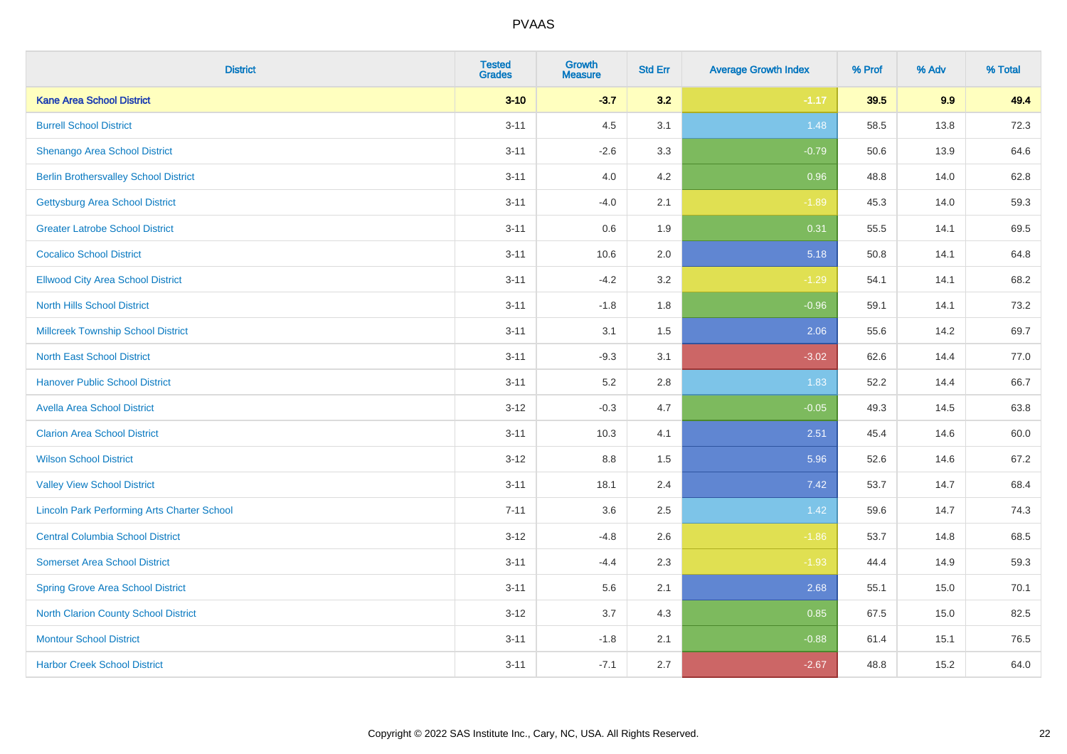| District | Tested Grades | Growth Measure | Std Err | Average Growth Index | % Prof | % Adv | % Total |
|---|---|---|---|---|---|---|---|
| **Kane Area School District** | **3-10** | **-3.7** | **3.2** | **-1.17** | **39.5** | **9.9** | **49.4** |
| Burrell School District | 3-11 | 4.5 | 3.1 | 1.48 | 58.5 | 13.8 | 72.3 |
| Shenango Area School District | 3-11 | -2.6 | 3.3 | -0.79 | 50.6 | 13.9 | 64.6 |
| Berlin Brothersvalley School District | 3-11 | 4.0 | 4.2 | 0.96 | 48.8 | 14.0 | 62.8 |
| Gettysburg Area School District | 3-11 | -4.0 | 2.1 | -1.89 | 45.3 | 14.0 | 59.3 |
| Greater Latrobe School District | 3-11 | 0.6 | 1.9 | 0.31 | 55.5 | 14.1 | 69.5 |
| Cocalico School District | 3-11 | 10.6 | 2.0 | 5.18 | 50.8 | 14.1 | 64.8 |
| Ellwood City Area School District | 3-11 | -4.2 | 3.2 | -1.29 | 54.1 | 14.1 | 68.2 |
| North Hills School District | 3-11 | -1.8 | 1.8 | -0.96 | 59.1 | 14.1 | 73.2 |
| Millcreek Township School District | 3-11 | 3.1 | 1.5 | 2.06 | 55.6 | 14.2 | 69.7 |
| North East School District | 3-11 | -9.3 | 3.1 | -3.02 | 62.6 | 14.4 | 77.0 |
| Hanover Public School District | 3-11 | 5.2 | 2.8 | 1.83 | 52.2 | 14.4 | 66.7 |
| Avella Area School District | 3-12 | -0.3 | 4.7 | -0.05 | 49.3 | 14.5 | 63.8 |
| Clarion Area School District | 3-11 | 10.3 | 4.1 | 2.51 | 45.4 | 14.6 | 60.0 |
| Wilson School District | 3-12 | 8.8 | 1.5 | 5.96 | 52.6 | 14.6 | 67.2 |
| Valley View School District | 3-11 | 18.1 | 2.4 | 7.42 | 53.7 | 14.7 | 68.4 |
| Lincoln Park Performing Arts Charter School | 7-11 | 3.6 | 2.5 | 1.42 | 59.6 | 14.7 | 74.3 |
| Central Columbia School District | 3-12 | -4.8 | 2.6 | -1.86 | 53.7 | 14.8 | 68.5 |
| Somerset Area School District | 3-11 | -4.4 | 2.3 | -1.93 | 44.4 | 14.9 | 59.3 |
| Spring Grove Area School District | 3-11 | 5.6 | 2.1 | 2.68 | 55.1 | 15.0 | 70.1 |
| North Clarion County School District | 3-12 | 3.7 | 4.3 | 0.85 | 67.5 | 15.0 | 82.5 |
| Montour School District | 3-11 | -1.8 | 2.1 | -0.88 | 61.4 | 15.1 | 76.5 |
| Harbor Creek School District | 3-11 | -7.1 | 2.7 | -2.67 | 48.8 | 15.2 | 64.0 |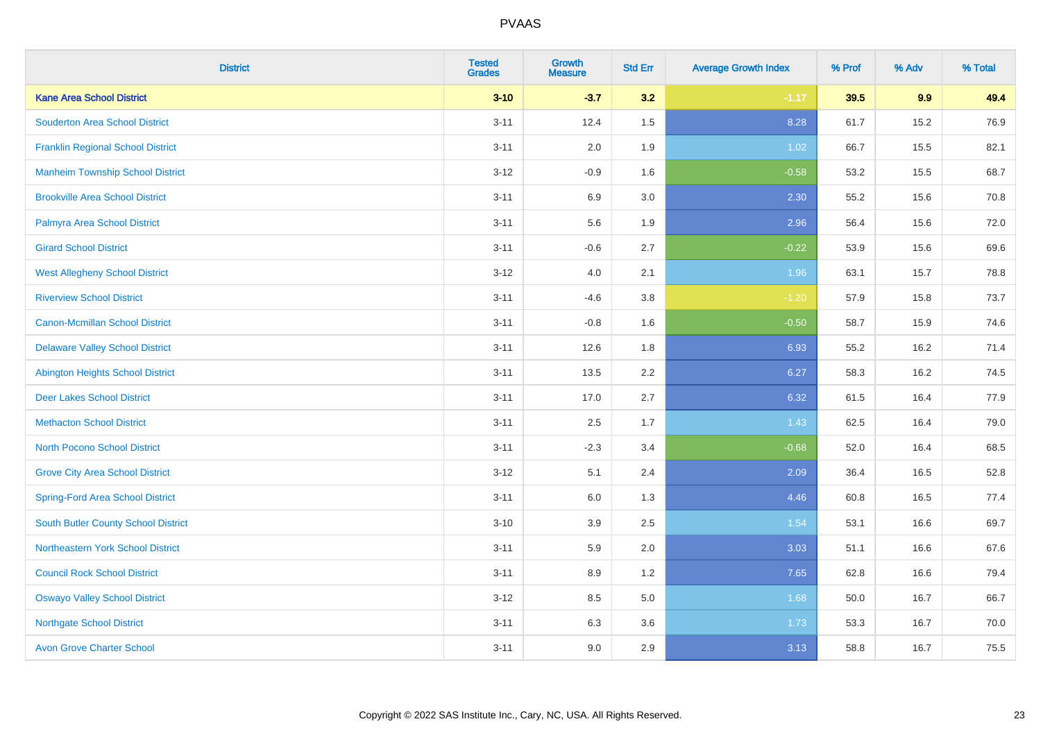# PVAAS

| District | Tested Grades | Growth Measure | Std Err | Average Growth Index | % Prof | % Adv | % Total |
|---|---|---|---|---|---|---|---|
| **Kane Area School District** | **3-10** | **-3.7** | **3.2** | **-1.17** | **39.5** | **9.9** | **49.4** |
| Souderton Area School District | 3-11 | 12.4 | 1.5 | 8.28 | 61.7 | 15.2 | 76.9 |
| Franklin Regional School District | 3-11 | 2.0 | 1.9 | 1.02 | 66.7 | 15.5 | 82.1 |
| Manheim Township School District | 3-12 | -0.9 | 1.6 | -0.58 | 53.2 | 15.5 | 68.7 |
| Brookville Area School District | 3-11 | 6.9 | 3.0 | 2.30 | 55.2 | 15.6 | 70.8 |
| Palmyra Area School District | 3-11 | 5.6 | 1.9 | 2.96 | 56.4 | 15.6 | 72.0 |
| Girard School District | 3-11 | -0.6 | 2.7 | -0.22 | 53.9 | 15.6 | 69.6 |
| West Allegheny School District | 3-12 | 4.0 | 2.1 | 1.96 | 63.1 | 15.7 | 78.8 |
| Riverview School District | 3-11 | -4.6 | 3.8 | -1.20 | 57.9 | 15.8 | 73.7 |
| Canon-Mcmillan School District | 3-11 | -0.8 | 1.6 | -0.50 | 58.7 | 15.9 | 74.6 |
| Delaware Valley School District | 3-11 | 12.6 | 1.8 | 6.93 | 55.2 | 16.2 | 71.4 |
| Abington Heights School District | 3-11 | 13.5 | 2.2 | 6.27 | 58.3 | 16.2 | 74.5 |
| Deer Lakes School District | 3-11 | 17.0 | 2.7 | 6.32 | 61.5 | 16.4 | 77.9 |
| Methacton School District | 3-11 | 2.5 | 1.7 | 1.43 | 62.5 | 16.4 | 79.0 |
| North Pocono School District | 3-11 | -2.3 | 3.4 | -0.68 | 52.0 | 16.4 | 68.5 |
| Grove City Area School District | 3-12 | 5.1 | 2.4 | 2.09 | 36.4 | 16.5 | 52.8 |
| Spring-Ford Area School District | 3-11 | 6.0 | 1.3 | 4.46 | 60.8 | 16.5 | 77.4 |
| South Butler County School District | 3-10 | 3.9 | 2.5 | 1.54 | 53.1 | 16.6 | 69.7 |
| Northeastern York School District | 3-11 | 5.9 | 2.0 | 3.03 | 51.1 | 16.6 | 67.6 |
| Council Rock School District | 3-11 | 8.9 | 1.2 | 7.65 | 62.8 | 16.6 | 79.4 |
| Oswayo Valley School District | 3-12 | 8.5 | 5.0 | 1.68 | 50.0 | 16.7 | 66.7 |
| Northgate School District | 3-11 | 6.3 | 3.6 | 1.73 | 53.3 | 16.7 | 70.0 |
| Avon Grove Charter School | 3-11 | 9.0 | 2.9 | 3.13 | 58.8 | 16.7 | 75.5 |

Copyright © 2022 SAS Institute Inc., Cary, NC, USA. All Rights Reserved.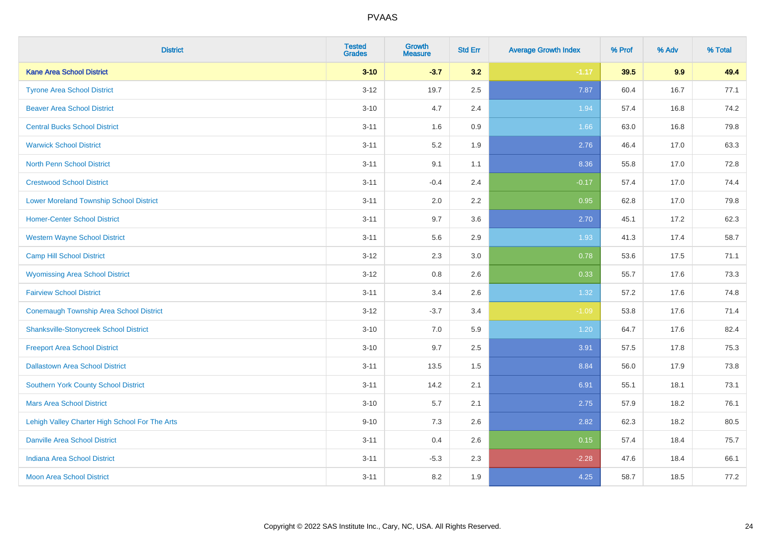| District | Tested Grades | Growth Measure | Std Err | Average Growth Index | % Prof | % Adv | % Total |
|---|---|---|---|---|---|---|---|
| **Kane Area School District** | **3-10** | **-3.7** | **3.2** | **-1.17** | **39.5** | **9.9** | **49.4** |
| Tyrone Area School District | 3-12 | 19.7 | 2.5 | 7.87 | 60.4 | 16.7 | 77.1 |
| Beaver Area School District | 3-10 | 4.7 | 2.4 | 1.94 | 57.4 | 16.8 | 74.2 |
| Central Bucks School District | 3-11 | 1.6 | 0.9 | 1.66 | 63.0 | 16.8 | 79.8 |
| Warwick School District | 3-11 | 5.2 | 1.9 | 2.76 | 46.4 | 17.0 | 63.3 |
| North Penn School District | 3-11 | 9.1 | 1.1 | 8.36 | 55.8 | 17.0 | 72.8 |
| Crestwood School District | 3-11 | -0.4 | 2.4 | -0.17 | 57.4 | 17.0 | 74.4 |
| Lower Moreland Township School District | 3-11 | 2.0 | 2.2 | 0.95 | 62.8 | 17.0 | 79.8 |
| Homer-Center School District | 3-11 | 9.7 | 3.6 | 2.70 | 45.1 | 17.2 | 62.3 |
| Western Wayne School District | 3-11 | 5.6 | 2.9 | 1.93 | 41.3 | 17.4 | 58.7 |
| Camp Hill School District | 3-12 | 2.3 | 3.0 | 0.78 | 53.6 | 17.5 | 71.1 |
| Wyomissing Area School District | 3-12 | 0.8 | 2.6 | 0.33 | 55.7 | 17.6 | 73.3 |
| Fairview School District | 3-11 | 3.4 | 2.6 | 1.32 | 57.2 | 17.6 | 74.8 |
| Conemaugh Township Area School District | 3-12 | -3.7 | 3.4 | -1.09 | 53.8 | 17.6 | 71.4 |
| Shanksville-Stonycreek School District | 3-10 | 7.0 | 5.9 | 1.20 | 64.7 | 17.6 | 82.4 |
| Freeport Area School District | 3-10 | 9.7 | 2.5 | 3.91 | 57.5 | 17.8 | 75.3 |
| Dallastown Area School District | 3-11 | 13.5 | 1.5 | 8.84 | 56.0 | 17.9 | 73.8 |
| Southern York County School District | 3-11 | 14.2 | 2.1 | 6.91 | 55.1 | 18.1 | 73.1 |
| Mars Area School District | 3-10 | 5.7 | 2.1 | 2.75 | 57.9 | 18.2 | 76.1 |
| Lehigh Valley Charter High School For The Arts | 9-10 | 7.3 | 2.6 | 2.82 | 62.3 | 18.2 | 80.5 |
| Danville Area School District | 3-11 | 0.4 | 2.6 | 0.15 | 57.4 | 18.4 | 75.7 |
| Indiana Area School District | 3-11 | -5.3 | 2.3 | -2.28 | 47.6 | 18.4 | 66.1 |
| Moon Area School District | 3-11 | 8.2 | 1.9 | 4.25 | 58.7 | 18.5 | 77.2 |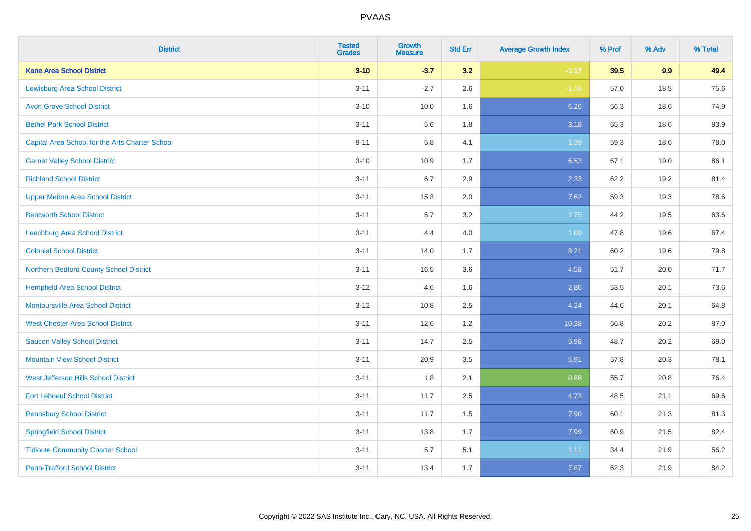# PVAAS

| District | Tested Grades | Growth Measure | Std Err | Average Growth Index | % Prof | % Adv | % Total |
|---|---|---|---|---|---|---|---|
| **Kane Area School District** | **3-10** | **-3.7** | **3.2** | **-1.17** | **39.5** | **9.9** | **49.4** |
| Lewisburg Area School District | 3-11 | -2.7 | 2.6 | -1.03 | 57.0 | 18.5 | 75.6 |
| Avon Grove School District | 3-10 | 10.0 | 1.6 | 6.26 | 56.3 | 18.6 | 74.9 |
| Bethel Park School District | 3-11 | 5.6 | 1.8 | 3.18 | 65.3 | 18.6 | 83.9 |
| Capital Area School for the Arts Charter School | 9-11 | 5.8 | 4.1 | 1.39 | 59.3 | 18.6 | 78.0 |
| Garnet Valley School District | 3-10 | 10.9 | 1.7 | 6.53 | 67.1 | 19.0 | 86.1 |
| Richland School District | 3-11 | 6.7 | 2.9 | 2.33 | 62.2 | 19.2 | 81.4 |
| Upper Merion Area School District | 3-11 | 15.3 | 2.0 | 7.62 | 59.3 | 19.3 | 78.6 |
| Bentworth School District | 3-11 | 5.7 | 3.2 | 1.75 | 44.2 | 19.5 | 63.6 |
| Leechburg Area School District | 3-11 | 4.4 | 4.0 | 1.09 | 47.8 | 19.6 | 67.4 |
| Colonial School District | 3-11 | 14.0 | 1.7 | 8.21 | 60.2 | 19.6 | 79.8 |
| Northern Bedford County School District | 3-11 | 16.5 | 3.6 | 4.58 | 51.7 | 20.0 | 71.7 |
| Hempfield Area School District | 3-12 | 4.6 | 1.6 | 2.86 | 53.5 | 20.1 | 73.6 |
| Montoursville Area School District | 3-12 | 10.8 | 2.5 | 4.24 | 44.6 | 20.1 | 64.8 |
| West Chester Area School District | 3-11 | 12.6 | 1.2 | 10.38 | 66.8 | 20.2 | 87.0 |
| Saucon Valley School District | 3-11 | 14.7 | 2.5 | 5.98 | 48.7 | 20.2 | 69.0 |
| Mountain View School District | 3-11 | 20.9 | 3.5 | 5.91 | 57.8 | 20.3 | 78.1 |
| West Jefferson Hills School District | 3-11 | 1.8 | 2.1 | 0.88 | 55.7 | 20.8 | 76.4 |
| Fort Leboeuf School District | 3-11 | 11.7 | 2.5 | 4.73 | 48.5 | 21.1 | 69.6 |
| Pennsbury School District | 3-11 | 11.7 | 1.5 | 7.90 | 60.1 | 21.3 | 81.3 |
| Springfield School District | 3-11 | 13.8 | 1.7 | 7.99 | 60.9 | 21.5 | 82.4 |
| Tidioute Community Charter School | 3-11 | 5.7 | 5.1 | 1.11 | 34.4 | 21.9 | 56.2 |
| Penn-Trafford School District | 3-11 | 13.4 | 1.7 | 7.87 | 62.3 | 21.9 | 84.2 |

Copyright © 2022 SAS Institute Inc., Cary, NC, USA. All Rights Reserved.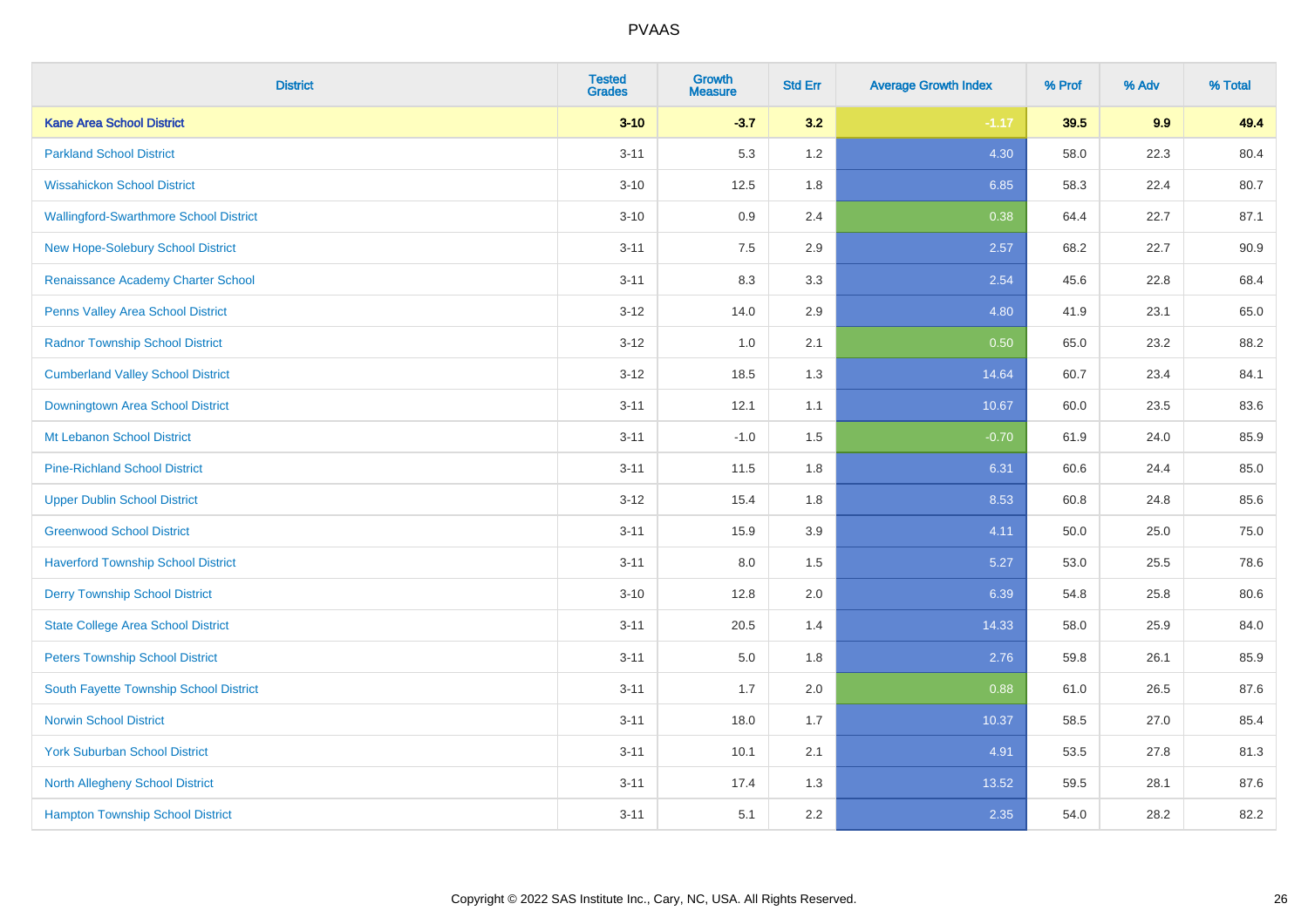| District | Tested Grades | Growth Measure | Std Err | Average Growth Index | % Prof | % Adv | % Total |
|---|---|---|---|---|---|---|---|
| **Kane Area School District** | **3-10** | **-3.7** | **3.2** | **-1.17** | **39.5** | **9.9** | **49.4** |
| Parkland School District | 3-11 | 5.3 | 1.2 | 4.30 | 58.0 | 22.3 | 80.4 |
| Wissahickon School District | 3-10 | 12.5 | 1.8 | 6.85 | 58.3 | 22.4 | 80.7 |
| Wallingford-Swarthmore School District | 3-10 | 0.9 | 2.4 | 0.38 | 64.4 | 22.7 | 87.1 |
| New Hope-Solebury School District | 3-11 | 7.5 | 2.9 | 2.57 | 68.2 | 22.7 | 90.9 |
| Renaissance Academy Charter School | 3-11 | 8.3 | 3.3 | 2.54 | 45.6 | 22.8 | 68.4 |
| Penns Valley Area School District | 3-12 | 14.0 | 2.9 | 4.80 | 41.9 | 23.1 | 65.0 |
| Radnor Township School District | 3-12 | 1.0 | 2.1 | 0.50 | 65.0 | 23.2 | 88.2 |
| Cumberland Valley School District | 3-12 | 18.5 | 1.3 | 14.64 | 60.7 | 23.4 | 84.1 |
| Downingtown Area School District | 3-11 | 12.1 | 1.1 | 10.67 | 60.0 | 23.5 | 83.6 |
| Mt Lebanon School District | 3-11 | -1.0 | 1.5 | -0.70 | 61.9 | 24.0 | 85.9 |
| Pine-Richland School District | 3-11 | 11.5 | 1.8 | 6.31 | 60.6 | 24.4 | 85.0 |
| Upper Dublin School District | 3-12 | 15.4 | 1.8 | 8.53 | 60.8 | 24.8 | 85.6 |
| Greenwood School District | 3-11 | 15.9 | 3.9 | 4.11 | 50.0 | 25.0 | 75.0 |
| Haverford Township School District | 3-11 | 8.0 | 1.5 | 5.27 | 53.0 | 25.5 | 78.6 |
| Derry Township School District | 3-10 | 12.8 | 2.0 | 6.39 | 54.8 | 25.8 | 80.6 |
| State College Area School District | 3-11 | 20.5 | 1.4 | 14.33 | 58.0 | 25.9 | 84.0 |
| Peters Township School District | 3-11 | 5.0 | 1.8 | 2.76 | 59.8 | 26.1 | 85.9 |
| South Fayette Township School District | 3-11 | 1.7 | 2.0 | 0.88 | 61.0 | 26.5 | 87.6 |
| Norwin School District | 3-11 | 18.0 | 1.7 | 10.37 | 58.5 | 27.0 | 85.4 |
| York Suburban School District | 3-11 | 10.1 | 2.1 | 4.91 | 53.5 | 27.8 | 81.3 |
| North Allegheny School District | 3-11 | 17.4 | 1.3 | 13.52 | 59.5 | 28.1 | 87.6 |
| Hampton Township School District | 3-11 | 5.1 | 2.2 | 2.35 | 54.0 | 28.2 | 82.2 |

Copyright © 2022 SAS Institute Inc., Cary, NC, USA. All Rights Reserved.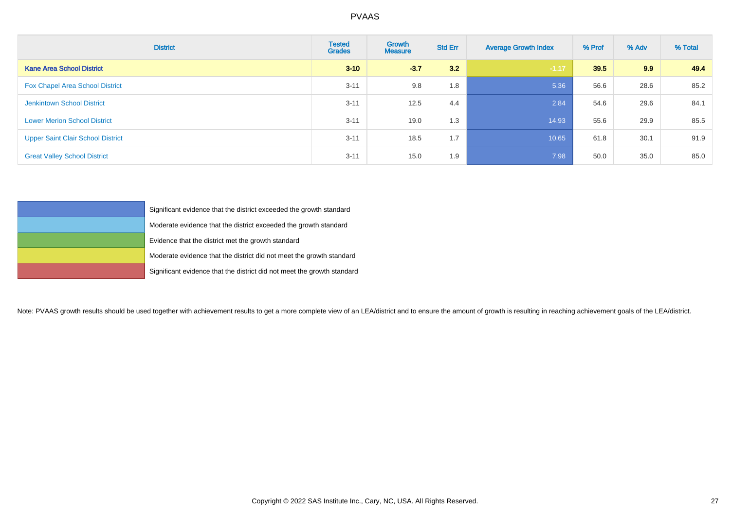# PVAAS

| District | Tested Grades | Growth Measure | Std Err | Average Growth Index | % Prof | % Adv | % Total |
|---|---|---|---|---|---|---|---|
| **Kane Area School District** | **3-10** | **-3.7** | **3.2** | -1.17 | **39.5** | **9.9** | **49.4** |
| Fox Chapel Area School District | 3-11 | 9.8 | 1.8 | 5.36 | 56.6 | 28.6 | 85.2 |
| Jenkintown School District | 3-11 | 12.5 | 4.4 | 2.84 | 54.6 | 29.6 | 84.1 |
| Lower Merion School District | 3-11 | 19.0 | 1.3 | 14.93 | 55.6 | 29.9 | 85.5 |
| Upper Saint Clair School District | 3-11 | 18.5 | 1.7 | 10.65 | 61.8 | 30.1 | 91.9 |
| Great Valley School District | 3-11 | 15.0 | 1.9 | 7.98 | 50.0 | 35.0 | 85.0 |

Significant evidence that the district exceeded the growth standard

Moderate evidence that the district exceeded the growth standard

Evidence that the district met the growth standard

Moderate evidence that the district did not meet the growth standard

Significant evidence that the district did not meet the growth standard

Note: PVAAS growth results should be used together with achievement results to get a more complete view of an LEA/district and to ensure the amount of growth is resulting in reaching achievement goals of the LEA/district.

Copyright © 2022 SAS Institute Inc., Cary, NC, USA. All Rights Reserved.